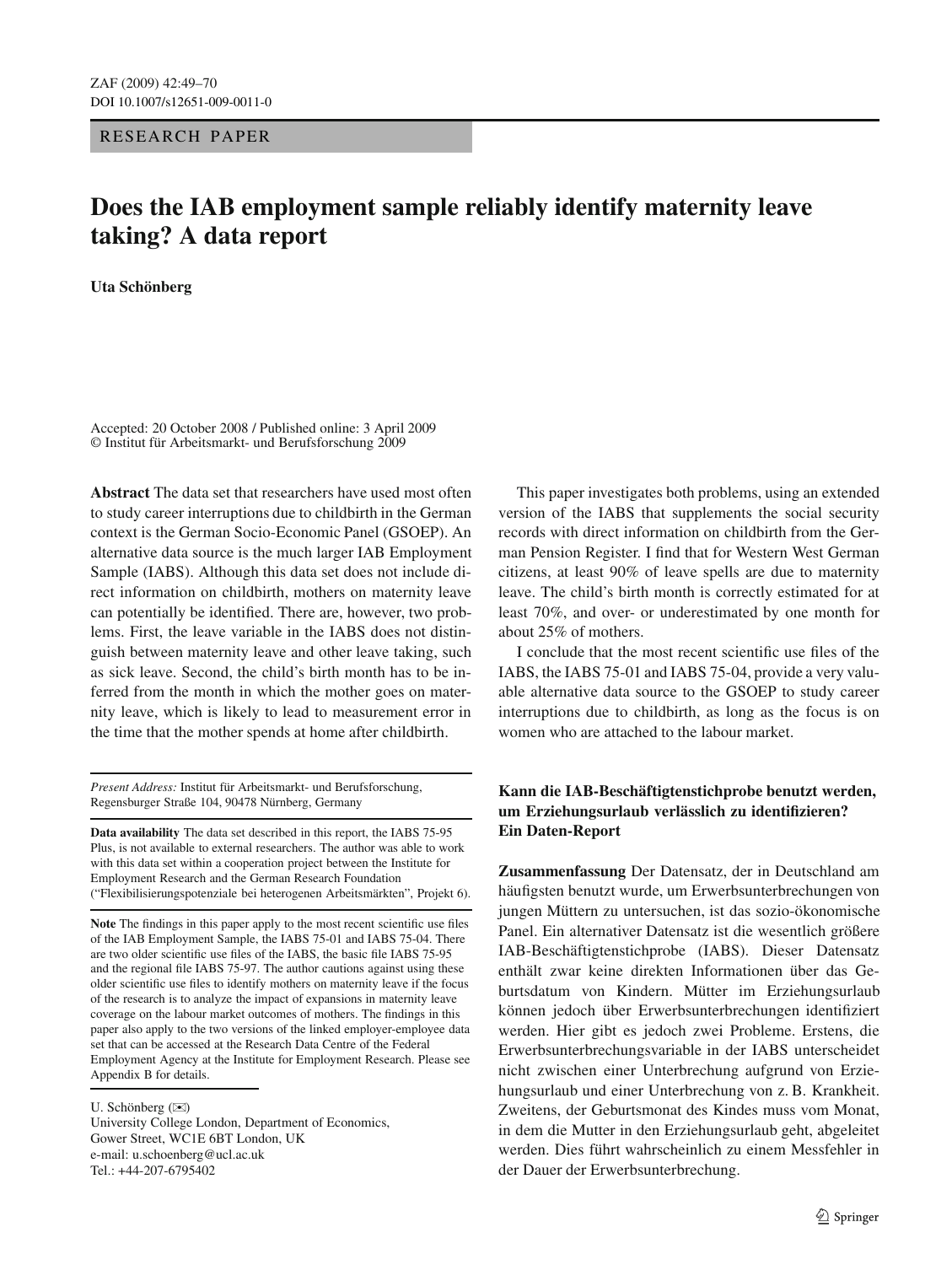RESEARCH PAPER

# Does the IAB employment sample reliably identify maternity leave taking? A data report

**Uta Schönberg**

Accepted: 20 October 2008 / Published online: 3 April 2009
© Institut für Arbeitsmarkt- und Berufsforschung 2009

**Abstract** The data set that researchers have used most often to study career interruptions due to childbirth in the German context is the German Socio-Economic Panel (GSOEP). An alternative data source is the much larger IAB Employment Sample (IABS). Although this data set does not include direct information on childbirth, mothers on maternity leave can potentially be identified. There are, however, two problems. First, the leave variable in the IABS does not distinguish between maternity leave and other leave taking, such as sick leave. Second, the child's birth month has to be inferred from the month in which the mother goes on maternity leave, which is likely to lead to measurement error in the time that the mother spends at home after childbirth.

This paper investigates both problems, using an extended version of the IABS that supplements the social security records with direct information on childbirth from the German Pension Register. I find that for Western West German citizens, at least 90% of leave spells are due to maternity leave. The child's birth month is correctly estimated for at least 70%, and over- or underestimated by one month for about 25% of mothers.

I conclude that the most recent scientific use files of the IABS, the IABS 75-01 and IABS 75-04, provide a very valuable alternative data source to the GSOEP to study career interruptions due to childbirth, as long as the focus is on women who are attached to the labour market.

*Present Address:* Institut für Arbeitsmarkt- und Berufsforschung, Regensburger Straße 104, 90478 Nürnberg, Germany

**Data availability** The data set described in this report, the IABS 75-95 Plus, is not available to external researchers. The author was able to work with this data set within a cooperation project between the Institute for Employment Research and the German Research Foundation ("Flexibilisierungspotenziale bei heterogenen Arbeitsmärkten", Projekt 6).

**Note** The findings in this paper apply to the most recent scientific use files of the IAB Employment Sample, the IABS 75-01 and IABS 75-04. There are two older scientific use files of the IABS, the basic file IABS 75-95 and the regional file IABS 75-97. The author cautions against using these older scientific use files to identify mothers on maternity leave if the focus of the research is to analyze the impact of expansions in maternity leave coverage on the labour market outcomes of mothers. The findings in this paper also apply to the two versions of the linked employer-employee data set that can be accessed at the Research Data Centre of the Federal Employment Agency at the Institute for Employment Research. Please see Appendix B for details.

U. Schönberg (✉)
University College London, Department of Economics, Gower Street, WC1E 6BT London, UK
e-mail: u.schoenberg@ucl.ac.uk
Tel.: +44-207-6795402

## Kann die IAB-Beschäftigtenstichprobe benutzt werden, um Erziehungsurlaub verlässlich zu identifizieren? Ein Daten-Report

**Zusammenfassung** Der Datensatz, der in Deutschland am häufigsten benutzt wurde, um Erwerbsunterbrechungen von jungen Müttern zu untersuchen, ist das sozio-ökonomische Panel. Ein alternativer Datensatz ist die wesentlich größere IAB-Beschäftigtenstichprobe (IABS). Dieser Datensatz enthält zwar keine direkten Informationen über das Geburtsdatum von Kindern. Mütter im Erziehungsurlaub können jedoch über Erwerbsunterbrechungen identifiziert werden. Hier gibt es jedoch zwei Probleme. Erstens, die Erwerbsunterbrechungsvariable in der IABS unterscheidet nicht zwischen einer Unterbrechung aufgrund von Erziehungsurlaub und einer Unterbrechung von z. B. Krankheit. Zweitens, der Geburtsmonat des Kindes muss vom Monat, in dem die Mutter in den Erziehungsurlaub geht, abgeleitet werden. Dies führt wahrscheinlich zu einem Messfehler in der Dauer der Erwerbsunterbrechung.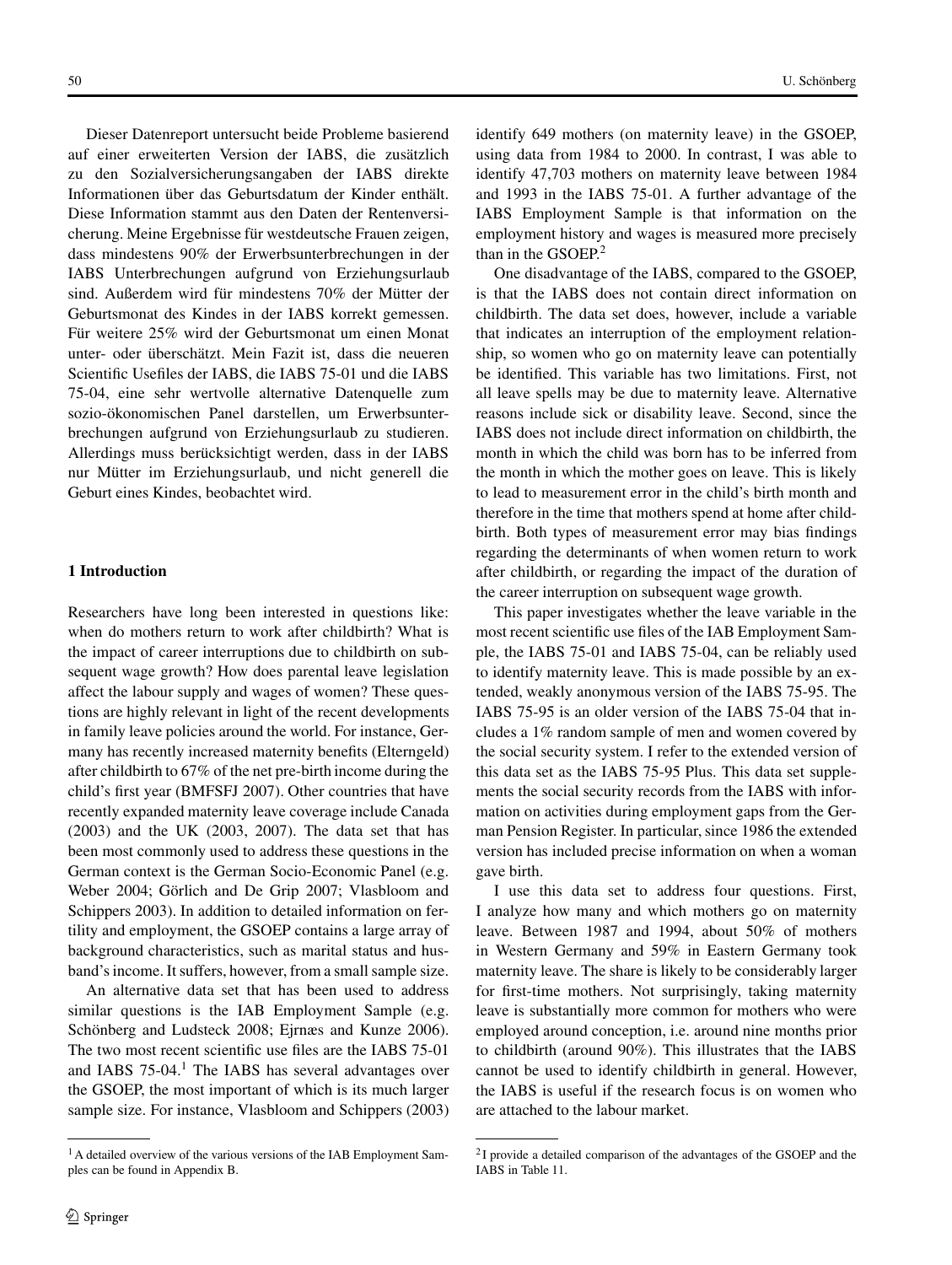Dieser Datenreport untersucht beide Probleme basierend auf einer erweiterten Version der IABS, die zusätzlich zu den Sozialversicherungsangaben der IABS direkte Informationen über das Geburtsdatum der Kinder enthält. Diese Information stammt aus den Daten der Rentenversicherung. Meine Ergebnisse für westdeutsche Frauen zeigen, dass mindestens 90% der Erwerbsunterbrechungen in der IABS Unterbrechungen aufgrund von Erziehungsurlaub sind. Außerdem wird für mindestens 70% der Mütter der Geburtsmonat des Kindes in der IABS korrekt gemessen. Für weitere 25% wird der Geburtsmonat um einen Monat unter- oder überschätzt. Mein Fazit ist, dass die neueren Scientific Usefiles der IABS, die IABS 75-01 und die IABS 75-04, eine sehr wertvolle alternative Datenquelle zum sozio-ökonomischen Panel darstellen, um Erwerbsunterbrechungen aufgrund von Erziehungsurlaub zu studieren. Allerdings muss berücksichtigt werden, dass in der IABS nur Mütter im Erziehungsurlaub, und nicht generell die Geburt eines Kindes, beobachtet wird.

## 1 Introduction

Researchers have long been interested in questions like: when do mothers return to work after childbirth? What is the impact of career interruptions due to childbirth on subsequent wage growth? How does parental leave legislation affect the labour supply and wages of women? These questions are highly relevant in light of the recent developments in family leave policies around the world. For instance, Germany has recently increased maternity benefits (Elterngeld) after childbirth to 67% of the net pre-birth income during the child's first year (BMFSFJ 2007). Other countries that have recently expanded maternity leave coverage include Canada (2003) and the UK (2003, 2007). The data set that has been most commonly used to address these questions in the German context is the German Socio-Economic Panel (e.g. Weber 2004; Görlich and De Grip 2007; Vlasbloom and Schippers 2003). In addition to detailed information on fertility and employment, the GSOEP contains a large array of background characteristics, such as marital status and husband's income. It suffers, however, from a small sample size.

An alternative data set that has been used to address similar questions is the IAB Employment Sample (e.g. Schönberg and Ludsteck 2008; Ejrnæs and Kunze 2006). The two most recent scientific use files are the IABS 75-01 and IABS 75-04.[1] The IABS has several advantages over the GSOEP, the most important of which is its much larger sample size. For instance, Vlasbloom and Schippers (2003) identify 649 mothers (on maternity leave) in the GSOEP, using data from 1984 to 2000. In contrast, I was able to identify 47,703 mothers on maternity leave between 1984 and 1993 in the IABS 75-01. A further advantage of the IABS Employment Sample is that information on the employment history and wages is measured more precisely than in the GSOEP.[2]

One disadvantage of the IABS, compared to the GSOEP, is that the IABS does not contain direct information on childbirth. The data set does, however, include a variable that indicates an interruption of the employment relationship, so women who go on maternity leave can potentially be identified. This variable has two limitations. First, not all leave spells may be due to maternity leave. Alternative reasons include sick or disability leave. Second, since the IABS does not include direct information on childbirth, the month in which the child was born has to be inferred from the month in which the mother goes on leave. This is likely to lead to measurement error in the child's birth month and therefore in the time that mothers spend at home after childbirth. Both types of measurement error may bias findings regarding the determinants of when women return to work after childbirth, or regarding the impact of the duration of the career interruption on subsequent wage growth.

This paper investigates whether the leave variable in the most recent scientific use files of the IAB Employment Sample, the IABS 75-01 and IABS 75-04, can be reliably used to identify maternity leave. This is made possible by an extended, weakly anonymous version of the IABS 75-95. The IABS 75-95 is an older version of the IABS 75-04 that includes a 1% random sample of men and women covered by the social security system. I refer to the extended version of this data set as the IABS 75-95 Plus. This data set supplements the social security records from the IABS with information on activities during employment gaps from the German Pension Register. In particular, since 1986 the extended version has included precise information on when a woman gave birth.

I use this data set to address four questions. First, I analyze how many and which mothers go on maternity leave. Between 1987 and 1994, about 50% of mothers in Western Germany and 59% in Eastern Germany took maternity leave. The share is likely to be considerably larger for first-time mothers. Not surprisingly, taking maternity leave is substantially more common for mothers who were employed around conception, i.e. around nine months prior to childbirth (around 90%). This illustrates that the IABS cannot be used to identify childbirth in general. However, the IABS is useful if the research focus is on women who are attached to the labour market.

[1] A detailed overview of the various versions of the IAB Employment Samples can be found in Appendix B.

[2] I provide a detailed comparison of the advantages of the GSOEP and the IABS in Table 11.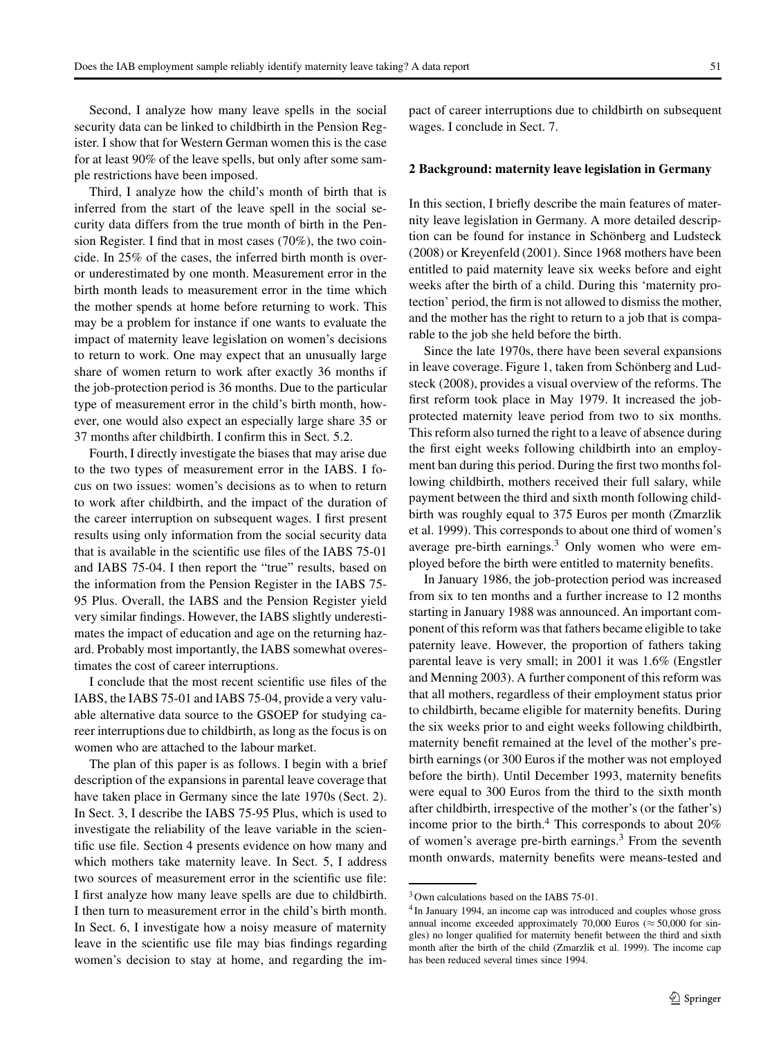Second, I analyze how many leave spells in the social security data can be linked to childbirth in the Pension Register. I show that for Western German women this is the case for at least 90% of the leave spells, but only after some sample restrictions have been imposed.

Third, I analyze how the child's month of birth that is inferred from the start of the leave spell in the social security data differs from the true month of birth in the Pension Register. I find that in most cases (70%), the two coincide. In 25% of the cases, the inferred birth month is over- or underestimated by one month. Measurement error in the birth month leads to measurement error in the time which the mother spends at home before returning to work. This may be a problem for instance if one wants to evaluate the impact of maternity leave legislation on women's decisions to return to work. One may expect that an unusually large share of women return to work after exactly 36 months if the job-protection period is 36 months. Due to the particular type of measurement error in the child's birth month, however, one would also expect an especially large share 35 or 37 months after childbirth. I confirm this in Sect. 5.2.

Fourth, I directly investigate the biases that may arise due to the two types of measurement error in the IABS. I focus on two issues: women's decisions as to when to return to work after childbirth, and the impact of the duration of the career interruption on subsequent wages. I first present results using only information from the social security data that is available in the scientific use files of the IABS 75-01 and IABS 75-04. I then report the "true" results, based on the information from the Pension Register in the IABS 75-95 Plus. Overall, the IABS and the Pension Register yield very similar findings. However, the IABS slightly underestimates the impact of education and age on the returning hazard. Probably most importantly, the IABS somewhat overestimates the cost of career interruptions.

I conclude that the most recent scientific use files of the IABS, the IABS 75-01 and IABS 75-04, provide a very valuable alternative data source to the GSOEP for studying career interruptions due to childbirth, as long as the focus is on women who are attached to the labour market.

The plan of this paper is as follows. I begin with a brief description of the expansions in parental leave coverage that have taken place in Germany since the late 1970s (Sect. 2). In Sect. 3, I describe the IABS 75-95 Plus, which is used to investigate the reliability of the leave variable in the scientific use file. Section 4 presents evidence on how many and which mothers take maternity leave. In Sect. 5, I address two sources of measurement error in the scientific use file: I first analyze how many leave spells are due to childbirth. I then turn to measurement error in the child's birth month. In Sect. 6, I investigate how a noisy measure of maternity leave in the scientific use file may bias findings regarding women's decision to stay at home, and regarding the impact of career interruptions due to childbirth on subsequent wages. I conclude in Sect. 7.

## 2 Background: maternity leave legislation in Germany

In this section, I briefly describe the main features of maternity leave legislation in Germany. A more detailed description can be found for instance in Schönberg and Ludsteck (2008) or Kreyenfeld (2001). Since 1968 mothers have been entitled to paid maternity leave six weeks before and eight weeks after the birth of a child. During this 'maternity protection' period, the firm is not allowed to dismiss the mother, and the mother has the right to return to a job that is comparable to the job she held before the birth.

Since the late 1970s, there have been several expansions in leave coverage. Figure 1, taken from Schönberg and Ludsteck (2008), provides a visual overview of the reforms. The first reform took place in May 1979. It increased the job-protected maternity leave period from two to six months. This reform also turned the right to a leave of absence during the first eight weeks following childbirth into an employment ban during this period. During the first two months following childbirth, mothers received their full salary, while payment between the third and sixth month following childbirth was roughly equal to 375 Euros per month (Zmarzlik et al. 1999). This corresponds to about one third of women's average pre-birth earnings.[3] Only women who were employed before the birth were entitled to maternity benefits.

In January 1986, the job-protection period was increased from six to ten months and a further increase to 12 months starting in January 1988 was announced. An important component of this reform was that fathers became eligible to take paternity leave. However, the proportion of fathers taking parental leave is very small; in 2001 it was 1.6% (Engstler and Menning 2003). A further component of this reform was that all mothers, regardless of their employment status prior to childbirth, became eligible for maternity benefits. During the six weeks prior to and eight weeks following childbirth, maternity benefit remained at the level of the mother's pre-birth earnings (or 300 Euros if the mother was not employed before the birth). Until December 1993, maternity benefits were equal to 300 Euros from the third to the sixth month after childbirth, irrespective of the mother's (or the father's) income prior to the birth.[4] This corresponds to about 20% of women's average pre-birth earnings.[3] From the seventh month onwards, maternity benefits were means-tested and

[3] Own calculations based on the IABS 75-01.

[4] In January 1994, an income cap was introduced and couples whose gross annual income exceeded approximately 70,000 Euros ($\approx$ 50,000 for singles) no longer qualified for maternity benefit between the third and sixth month after the birth of the child (Zmarzlik et al. 1999). The income cap has been reduced several times since 1994.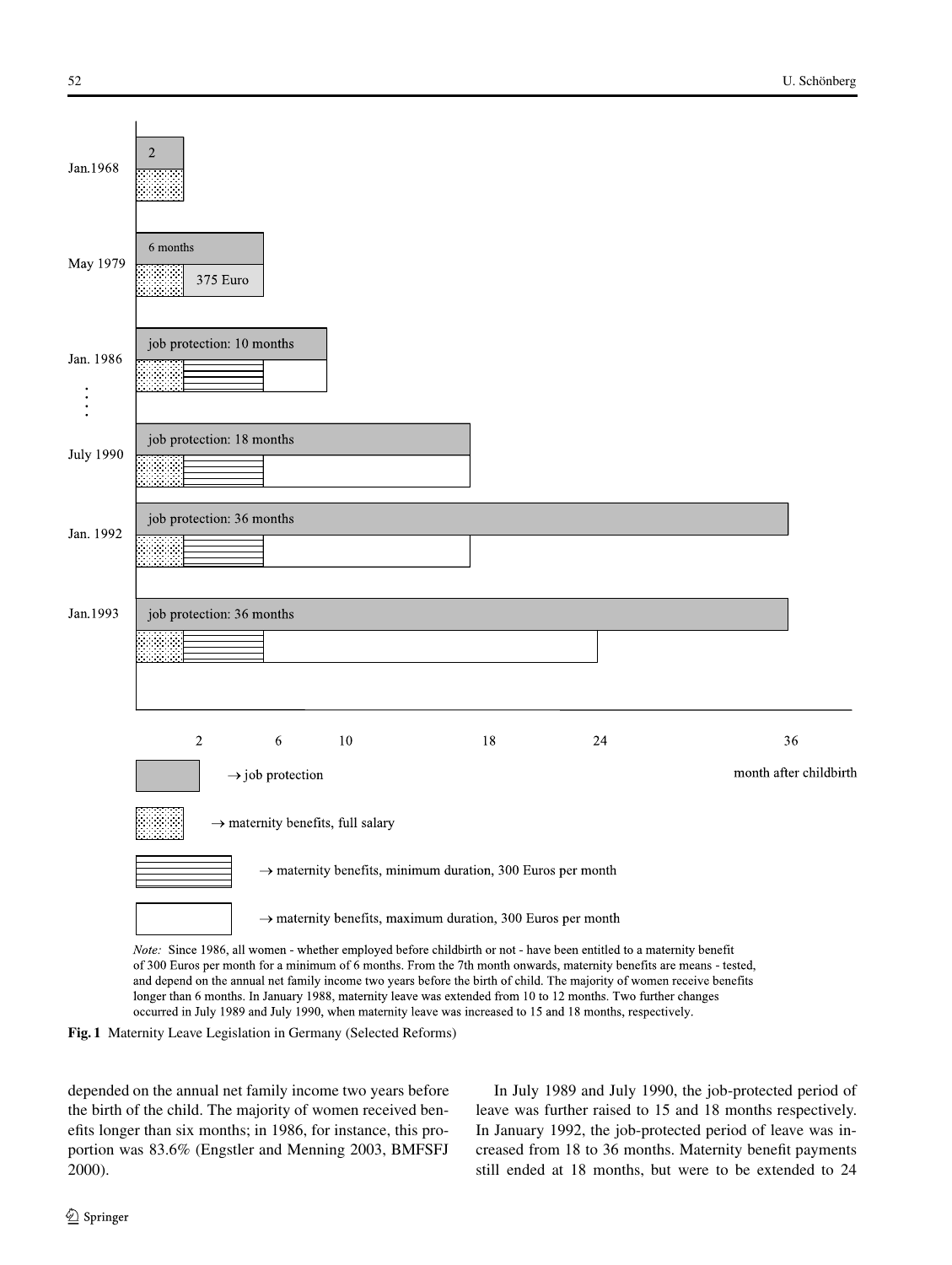Jan.1968

2

May 1979

6 months

375 Euro

Jan. 1986

job protection: 10 months

July 1990

job protection: 18 months

Jan. 1992

job protection: 36 months

Jan.1993

job protection: 36 months

2 6 10 18 24 36

month after childbirth

→ job protection

→ maternity benefits, full salary

→ maternity benefits, minimum duration, 300 Euros per month

→ maternity benefits, maximum duration, 300 Euros per month

*Note:* Since 1986, all women - whether employed before childbirth or not - have been entitled to a maternity benefit of 300 Euros per month for a minimum of 6 months. From the 7th month onwards, maternity benefits are means - tested, and depend on the annual net family income two years before the birth of child. The majority of women receive benefits longer than 6 months. In January 1988, maternity leave was extended from 10 to 12 months. Two further changes occurred in July 1989 and July 1990, when maternity leave was increased to 15 and 18 months, respectively.

**Fig. 1** Maternity Leave Legislation in Germany (Selected Reforms)

depended on the annual net family income two years before the birth of the child. The majority of women received benefits longer than six months; in 1986, for instance, this proportion was 83.6% (Engstler and Menning 2003, BMFSFJ 2000).

In July 1989 and July 1990, the job-protected period of leave was further raised to 15 and 18 months respectively. In January 1992, the job-protected period of leave was increased from 18 to 36 months. Maternity benefit payments still ended at 18 months, but were to be extended to 24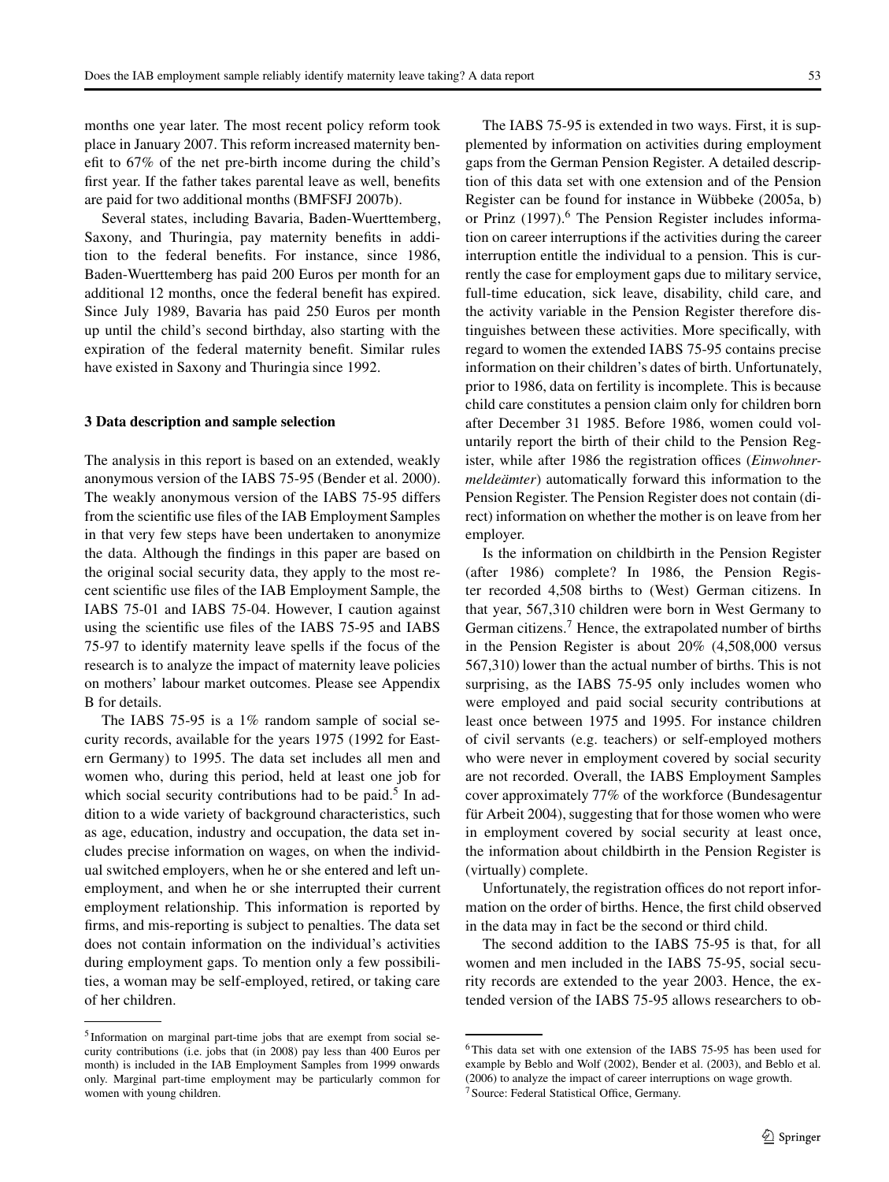months one year later. The most recent policy reform took place in January 2007. This reform increased maternity benefit to 67% of the net pre-birth income during the child's first year. If the father takes parental leave as well, benefits are paid for two additional months (BMFSFJ 2007b).

Several states, including Bavaria, Baden-Wuerttemberg, Saxony, and Thuringia, pay maternity benefits in addition to the federal benefits. For instance, since 1986, Baden-Wuerttemberg has paid 200 Euros per month for an additional 12 months, once the federal benefit has expired. Since July 1989, Bavaria has paid 250 Euros per month up until the child's second birthday, also starting with the expiration of the federal maternity benefit. Similar rules have existed in Saxony and Thuringia since 1992.

## 3 Data description and sample selection

The analysis in this report is based on an extended, weakly anonymous version of the IABS 75-95 (Bender et al. 2000). The weakly anonymous version of the IABS 75-95 differs from the scientific use files of the IAB Employment Samples in that very few steps have been undertaken to anonymize the data. Although the findings in this paper are based on the original social security data, they apply to the most recent scientific use files of the IAB Employment Sample, the IABS 75-01 and IABS 75-04. However, I caution against using the scientific use files of the IABS 75-95 and IABS 75-97 to identify maternity leave spells if the focus of the research is to analyze the impact of maternity leave policies on mothers' labour market outcomes. Please see Appendix B for details.

The IABS 75-95 is a 1% random sample of social security records, available for the years 1975 (1992 for Eastern Germany) to 1995. The data set includes all men and women who, during this period, held at least one job for which social security contributions had to be paid.[5] In addition to a wide variety of background characteristics, such as age, education, industry and occupation, the data set includes precise information on wages, on when the individual switched employers, when he or she entered and left unemployment, and when he or she interrupted their current employment relationship. This information is reported by firms, and mis-reporting is subject to penalties. The data set does not contain information on the individual's activities during employment gaps. To mention only a few possibilities, a woman may be self-employed, retired, or taking care of her children.

The IABS 75-95 is extended in two ways. First, it is supplemented by information on activities during employment gaps from the German Pension Register. A detailed description of this data set with one extension and of the Pension Register can be found for instance in Wübbeke (2005a, b) or Prinz (1997).[6] The Pension Register includes information on career interruptions if the activities during the career interruption entitle the individual to a pension. This is currently the case for employment gaps due to military service, full-time education, sick leave, disability, child care, and the activity variable in the Pension Register therefore distinguishes between these activities. More specifically, with regard to women the extended IABS 75-95 contains precise information on their children's dates of birth. Unfortunately, prior to 1986, data on fertility is incomplete. This is because child care constitutes a pension claim only for children born after December 31 1985. Before 1986, women could voluntarily report the birth of their child to the Pension Register, while after 1986 the registration offices (*Einwohnermeldeämter*) automatically forward this information to the Pension Register. The Pension Register does not contain (direct) information on whether the mother is on leave from her employer.

Is the information on childbirth in the Pension Register (after 1986) complete? In 1986, the Pension Register recorded 4,508 births to (West) German citizens. In that year, 567,310 children were born in West Germany to German citizens.[7] Hence, the extrapolated number of births in the Pension Register is about 20% (4,508,000 versus 567,310) lower than the actual number of births. This is not surprising, as the IABS 75-95 only includes women who were employed and paid social security contributions at least once between 1975 and 1995. For instance children of civil servants (e.g. teachers) or self-employed mothers who were never in employment covered by social security are not recorded. Overall, the IAB Employment Samples cover approximately 77% of the workforce (Bundesagentur für Arbeit 2004), suggesting that for those women who were in employment covered by social security at least once, the information about childbirth in the Pension Register is (virtually) complete.

Unfortunately, the registration offices do not report information on the order of births. Hence, the first child observed in the data may in fact be the second or third child.

The second addition to the IABS 75-95 is that, for all women and men included in the IABS 75-95, social security records are extended to the year 2003. Hence, the extended version of the IABS 75-95 allows researchers to ob-

---

[5] Information on marginal part-time jobs that are exempt from social security contributions (i.e. jobs that (in 2008) pay less than 400 Euros per month) is included in the IAB Employment Samples from 1999 onwards only. Marginal part-time employment may be particularly common for women with young children.

[6] This data set with one extension of the IABS 75-95 has been used for example by Beblo and Wolf (2002), Bender et al. (2003), and Beblo et al. (2006) to analyze the impact of career interruptions on wage growth.

[7] Source: Federal Statistical Office, Germany.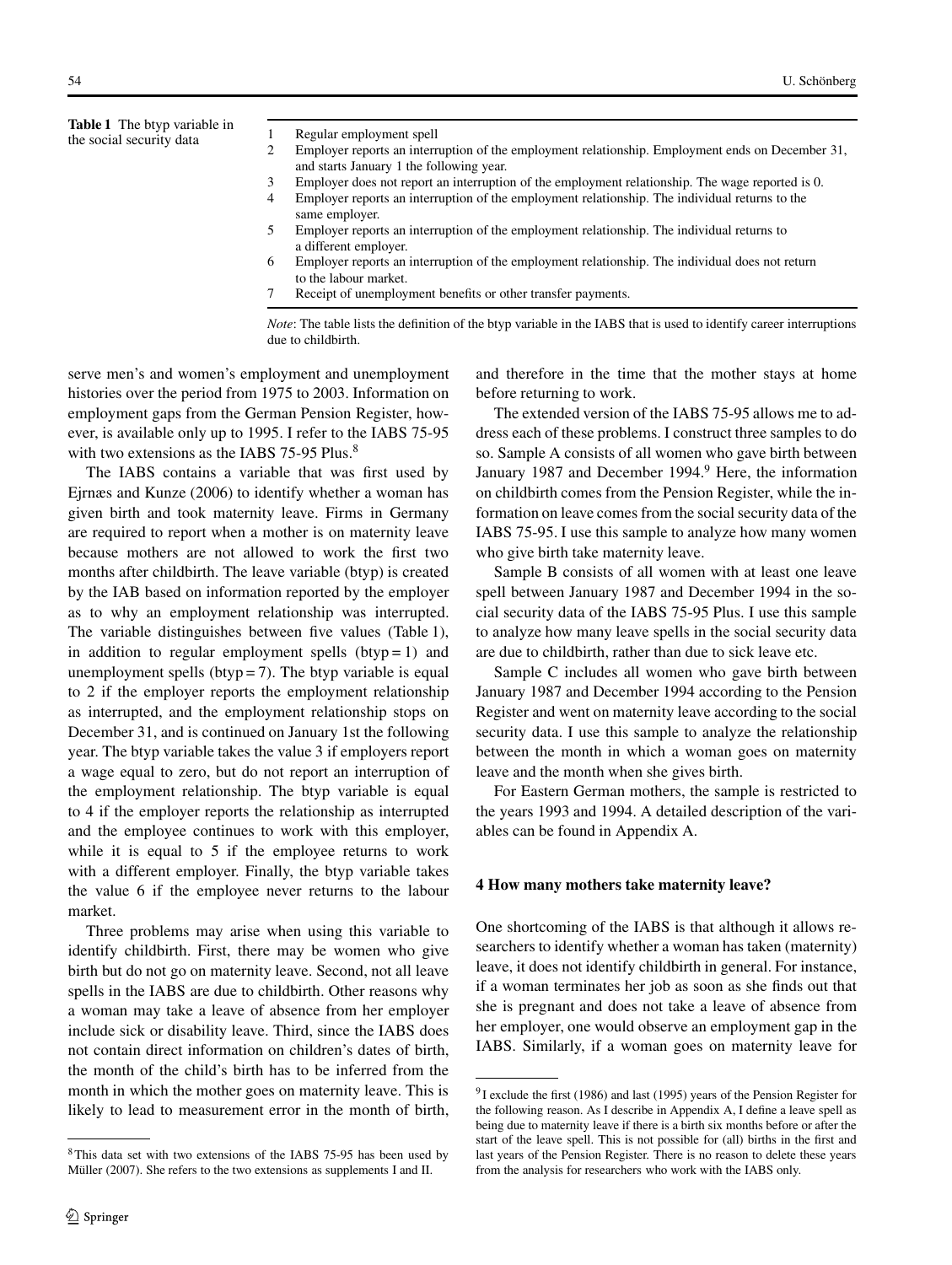**Table 1** The btyp variable in the social security data

| | |
|---|---|
| 1 | Regular employment spell |
| 2 | Employer reports an interruption of the employment relationship. Employment ends on December 31, and starts January 1 the following year. |
| 3 | Employer does not report an interruption of the employment relationship. The wage reported is 0. |
| 4 | Employer reports an interruption of the employment relationship. The individual returns to the same employer. |
| 5 | Employer reports an interruption of the employment relationship. The individual returns to a different employer. |
| 6 | Employer reports an interruption of the employment relationship. The individual does not return to the labour market. |
| 7 | Receipt of unemployment benefits or other transfer payments. |

*Note*: The table lists the definition of the btyp variable in the IABS that is used to identify career interruptions due to childbirth.

serve men's and women's employment and unemployment histories over the period from 1975 to 2003. Information on employment gaps from the German Pension Register, however, is available only up to 1995. I refer to the IABS 75-95 with two extensions as the IABS 75-95 Plus.[8]

The IABS contains a variable that was first used by Ejrnæs and Kunze (2006) to identify whether a woman has given birth and took maternity leave. Firms in Germany are required to report when a mother is on maternity leave because mothers are not allowed to work the first two months after childbirth. The leave variable (btyp) is created by the IAB based on information reported by the employer as to why an employment relationship was interrupted. The variable distinguishes between five values (Table 1), in addition to regular employment spells (btyp = 1) and unemployment spells (btyp = 7). The btyp variable is equal to 2 if the employer reports the employment relationship as interrupted, and the employment relationship stops on December 31, and is continued on January 1st the following year. The btyp variable takes the value 3 if employers report a wage equal to zero, but do not report an interruption of the employment relationship. The btyp variable is equal to 4 if the employer reports the relationship as interrupted and the employee continues to work with this employer, while it is equal to 5 if the employee returns to work with a different employer. Finally, the btyp variable takes the value 6 if the employee never returns to the labour market.

Three problems may arise when using this variable to identify childbirth. First, there may be women who give birth but do not go on maternity leave. Second, not all leave spells in the IABS are due to childbirth. Other reasons why a woman may take a leave of absence from her employer include sick or disability leave. Third, since the IABS does not contain direct information on children's dates of birth, the month of the child's birth has to be inferred from the month in which the mother goes on maternity leave. This is likely to lead to measurement error in the month of birth, and therefore in the time that the mother stays at home before returning to work.

The extended version of the IABS 75-95 allows me to address each of these problems. I construct three samples to do so. Sample A consists of all women who gave birth between January 1987 and December 1994.[9] Here, the information on childbirth comes from the Pension Register, while the information on leave comes from the social security data of the IABS 75-95. I use this sample to analyze how many women who give birth take maternity leave.

Sample B consists of all women with at least one leave spell between January 1987 and December 1994 in the social security data of the IABS 75-95 Plus. I use this sample to analyze how many leave spells in the social security data are due to childbirth, rather than due to sick leave etc.

Sample C includes all women who gave birth between January 1987 and December 1994 according to the Pension Register and went on maternity leave according to the social security data. I use this sample to analyze the relationship between the month in which a woman goes on maternity leave and the month when she gives birth.

For Eastern German mothers, the sample is restricted to the years 1993 and 1994. A detailed description of the variables can be found in Appendix A.

## 4 How many mothers take maternity leave?

One shortcoming of the IABS is that although it allows researchers to identify whether a woman has taken (maternity) leave, it does not identify childbirth in general. For instance, if a woman terminates her job as soon as she finds out that she is pregnant and does not take a leave of absence from her employer, one would observe an employment gap in the IABS. Similarly, if a woman goes on maternity leave for

[8] This data set with two extensions of the IABS 75-95 has been used by Müller (2007). She refers to the two extensions as supplements I and II.

[9] I exclude the first (1986) and last (1995) years of the Pension Register for the following reason. As I describe in Appendix A, I define a leave spell as being due to maternity leave if there is a birth six months before or after the start of the leave spell. This is not possible for (all) births in the first and last years of the Pension Register. There is no reason to delete these years from the analysis for researchers who work with the IABS only.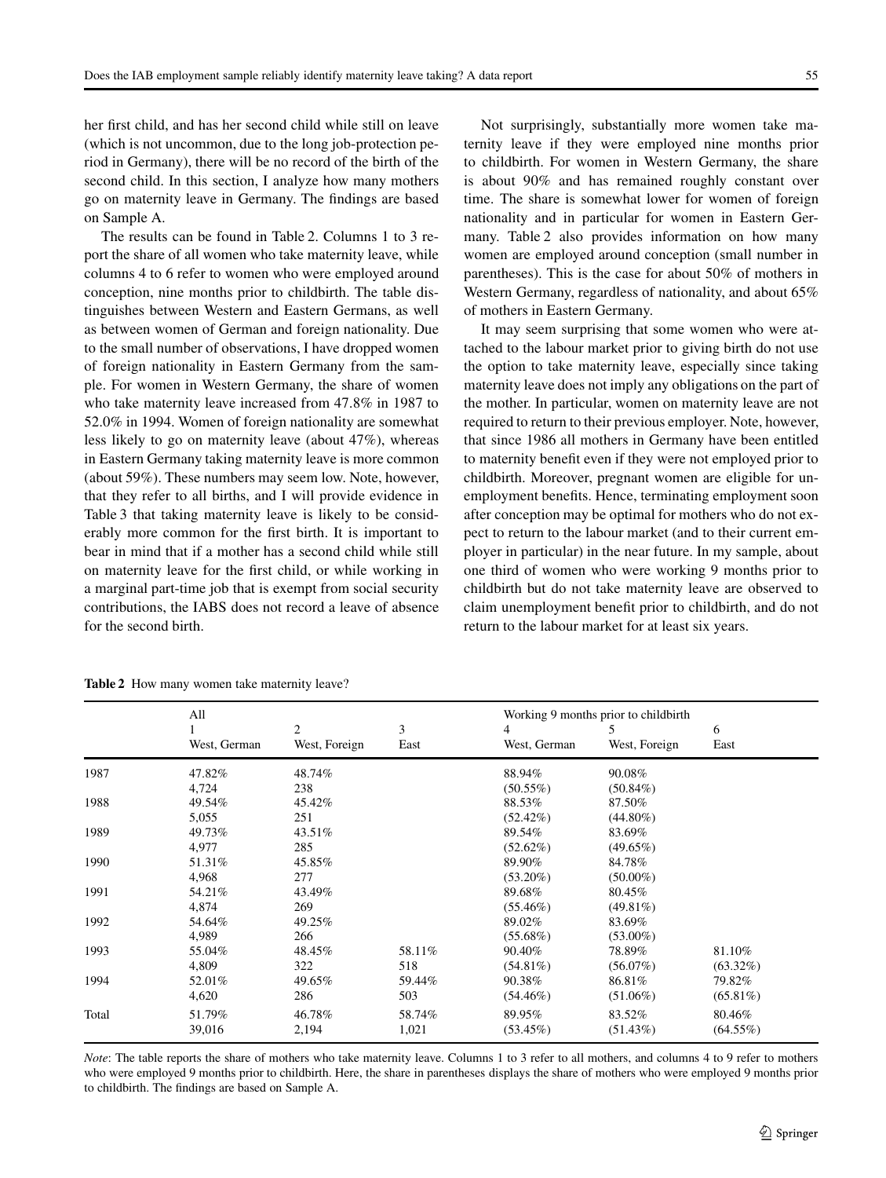her first child, and has her second child while still on leave (which is not uncommon, due to the long job-protection period in Germany), there will be no record of the birth of the second child. In this section, I analyze how many mothers go on maternity leave in Germany. The findings are based on Sample A.

The results can be found in Table 2. Columns 1 to 3 report the share of all women who take maternity leave, while columns 4 to 6 refer to women who were employed around conception, nine months prior to childbirth. The table distinguishes between Western and Eastern Germans, as well as between women of German and foreign nationality. Due to the small number of observations, I have dropped women of foreign nationality in Eastern Germany from the sample. For women in Western Germany, the share of women who take maternity leave increased from 47.8% in 1987 to 52.0% in 1994. Women of foreign nationality are somewhat less likely to go on maternity leave (about 47%), whereas in Eastern Germany taking maternity leave is more common (about 59%). These numbers may seem low. Note, however, that they refer to all births, and I will provide evidence in Table 3 that taking maternity leave is likely to be considerably more common for the first birth. It is important to bear in mind that if a mother has a second child while still on maternity leave for the first child, or while working in a marginal part-time job that is exempt from social security contributions, the IABS does not record a leave of absence for the second birth.

Not surprisingly, substantially more women take maternity leave if they were employed nine months prior to childbirth. For women in Western Germany, the share is about 90% and has remained roughly constant over time. The share is somewhat lower for women of foreign nationality and in particular for women in Eastern Germany. Table 2 also provides information on how many women are employed around conception (small number in parentheses). This is the case for about 50% of mothers in Western Germany, regardless of nationality, and about 65% of mothers in Eastern Germany.

It may seem surprising that some women who were attached to the labour market prior to giving birth do not use the option to take maternity leave, especially since taking maternity leave does not imply any obligations on the part of the mother. In particular, women on maternity leave are not required to return to their previous employer. Note, however, that since 1986 all mothers in Germany have been entitled to maternity benefit even if they were not employed prior to childbirth. Moreover, pregnant women are eligible for unemployment benefits. Hence, terminating employment soon after conception may be optimal for mothers who do not expect to return to the labour market (and to their current employer in particular) in the near future. In my sample, about one third of women who were working 9 months prior to childbirth but do not take maternity leave are observed to claim unemployment benefit prior to childbirth, and do not return to the labour market for at least six years.

**Table 2** How many women take maternity leave?

| | All | | | Working 9 months prior to childbirth | | |
|---|---|---|---|---|---|---|
| | 1<br>West, German | 2<br>West, Foreign | 3<br>East | 4<br>West, German | 5<br>West, Foreign | 6<br>East |
| 1987 | 47.82%<br>4,724 | 48.74%<br>238 | | 88.94%<br>(50.55%) | 90.08%<br>(50.84%) | |
| 1988 | 49.54%<br>5,055 | 45.42%<br>251 | | 88.53%<br>(52.42%) | 87.50%<br>(44.80%) | |
| 1989 | 49.73%<br>4,977 | 43.51%<br>285 | | 89.54%<br>(52.62%) | 83.69%<br>(49.65%) | |
| 1990 | 51.31%<br>4,968 | 45.85%<br>277 | | 89.90%<br>(53.20%) | 84.78%<br>(50.00%) | |
| 1991 | 54.21%<br>4,874 | 43.49%<br>269 | | 89.68%<br>(55.46%) | 80.45%<br>(49.81%) | |
| 1992 | 54.64%<br>4,989 | 49.25%<br>266 | | 89.02%<br>(55.68%) | 83.69%<br>(53.00%) | |
| 1993 | 55.04%<br>4,809 | 48.45%<br>322 | 58.11%<br>518 | 90.40%<br>(54.81%) | 78.89%<br>(56.07%) | 81.10%<br>(63.32%) |
| 1994 | 52.01%<br>4,620 | 49.65%<br>286 | 59.44%<br>503 | 90.38%<br>(54.46%) | 86.81%<br>(51.06%) | 79.82%<br>(65.81%) |
| Total | 51.79%<br>39,016 | 46.78%<br>2,194 | 58.74%<br>1,021 | 89.95%<br>(53.45%) | 83.52%<br>(51.43%) | 80.46%<br>(64.55%) |

*Note*: The table reports the share of mothers who take maternity leave. Columns 1 to 3 refer to all mothers, and columns 4 to 9 refer to mothers who were employed 9 months prior to childbirth. Here, the share in parentheses displays the share of mothers who were employed 9 months prior to childbirth. The findings are based on Sample A.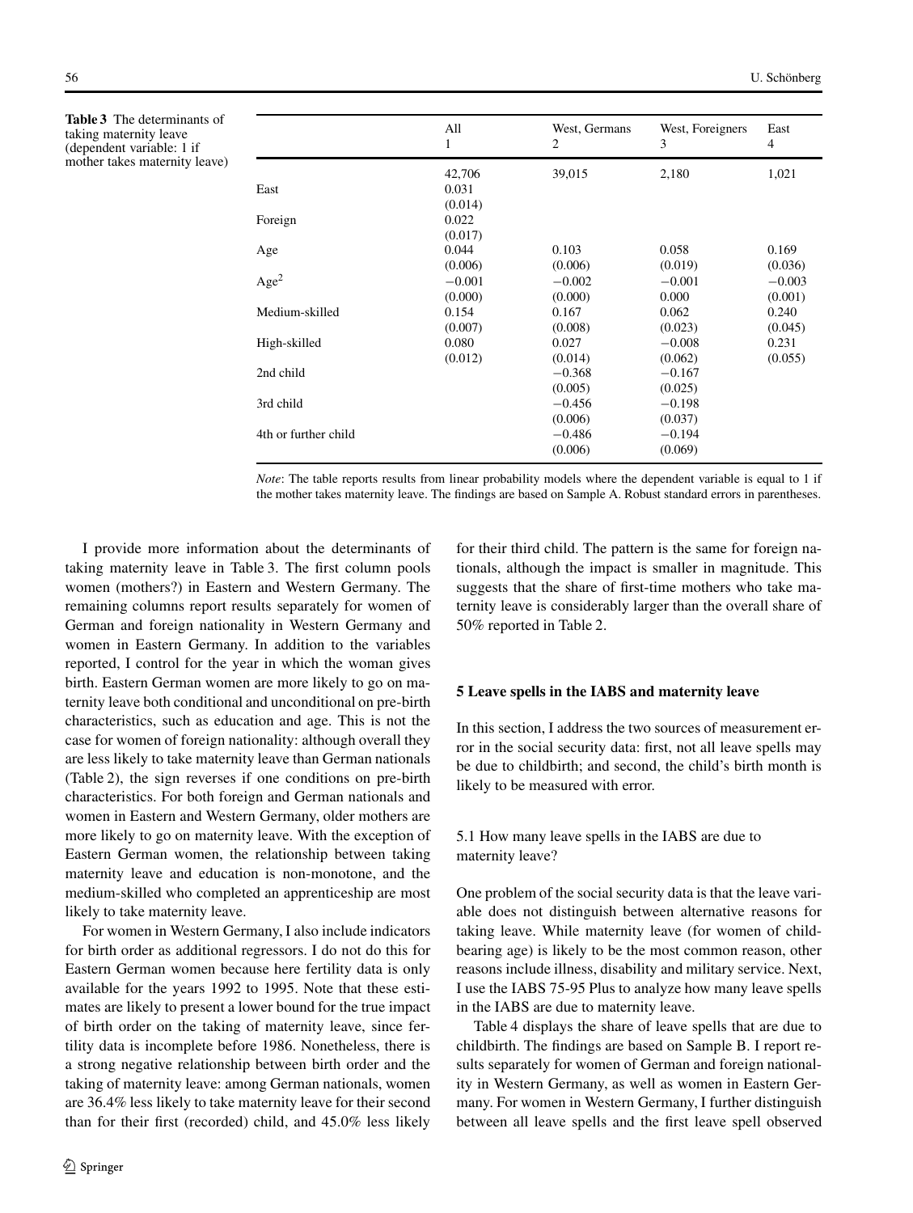**Table 3** The determinants of taking maternity leave (dependent variable: 1 if mother takes maternity leave)

| | All<br>1 | West, Germans<br>2 | West, Foreigners<br>3 | East<br>4 |
|---|---|---|---|---|
| | 42,706 | 39,015 | 2,180 | 1,021 |
| East | 0.031<br>(0.014) | | | |
| Foreign | 0.022<br>(0.017) | | | |
| Age | 0.044<br>(0.006) | 0.103<br>(0.006) | 0.058<br>(0.019) | 0.169<br>(0.036) |
| Age$^2$ | −0.001<br>(0.000) | −0.002<br>(0.000) | −0.001<br>0.000 | −0.003<br>(0.001) |
| Medium-skilled | 0.154<br>(0.007) | 0.167<br>(0.008) | 0.062<br>(0.023) | 0.240<br>(0.045) |
| High-skilled | 0.080<br>(0.012) | 0.027<br>(0.014) | −0.008<br>(0.062) | 0.231<br>(0.055) |
| 2nd child | | −0.368<br>(0.005) | −0.167<br>(0.025) | |
| 3rd child | | −0.456<br>(0.006) | −0.198<br>(0.037) | |
| 4th or further child | | −0.486<br>(0.006) | −0.194<br>(0.069) | |

*Note*: The table reports results from linear probability models where the dependent variable is equal to 1 if the mother takes maternity leave. The findings are based on Sample A. Robust standard errors in parentheses.

I provide more information about the determinants of taking maternity leave in Table 3. The first column pools women (mothers?) in Eastern and Western Germany. The remaining columns report results separately for women of German and foreign nationality in Western Germany and women in Eastern Germany. In addition to the variables reported, I control for the year in which the woman gives birth. Eastern German women are more likely to go on maternity leave both conditional and unconditional on pre-birth characteristics, such as education and age. This is not the case for women of foreign nationality: although overall they are less likely to take maternity leave than German nationals (Table 2), the sign reverses if one conditions on pre-birth characteristics. For both foreign and German nationals and women in Eastern and Western Germany, older mothers are more likely to go on maternity leave. With the exception of Eastern German women, the relationship between taking maternity leave and education is non-monotone, and the medium-skilled who completed an apprenticeship are most likely to take maternity leave.

For women in Western Germany, I also include indicators for birth order as additional regressors. I do not do this for Eastern German women because here fertility data is only available for the years 1992 to 1995. Note that these estimates are likely to present a lower bound for the true impact of birth order on the taking of maternity leave, since fertility data is incomplete before 1986. Nonetheless, there is a strong negative relationship between birth order and the taking of maternity leave: among German nationals, women are 36.4% less likely to take maternity leave for their second than for their first (recorded) child, and 45.0% less likely for their third child. The pattern is the same for foreign nationals, although the impact is smaller in magnitude. This suggests that the share of first-time mothers who take maternity leave is considerably larger than the overall share of 50% reported in Table 2.

## 5 Leave spells in the IABS and maternity leave

In this section, I address the two sources of measurement error in the social security data: first, not all leave spells may be due to childbirth; and second, the child's birth month is likely to be measured with error.

### 5.1 How many leave spells in the IABS are due to maternity leave?

One problem of the social security data is that the leave variable does not distinguish between alternative reasons for taking leave. While maternity leave (for women of childbearing age) is likely to be the most common reason, other reasons include illness, disability and military service. Next, I use the IABS 75-95 Plus to analyze how many leave spells in the IABS are due to maternity leave.

Table 4 displays the share of leave spells that are due to childbirth. The findings are based on Sample B. I report results separately for women of German and foreign nationality in Western Germany, as well as women in Eastern Germany. For women in Western Germany, I further distinguish between all leave spells and the first leave spell observed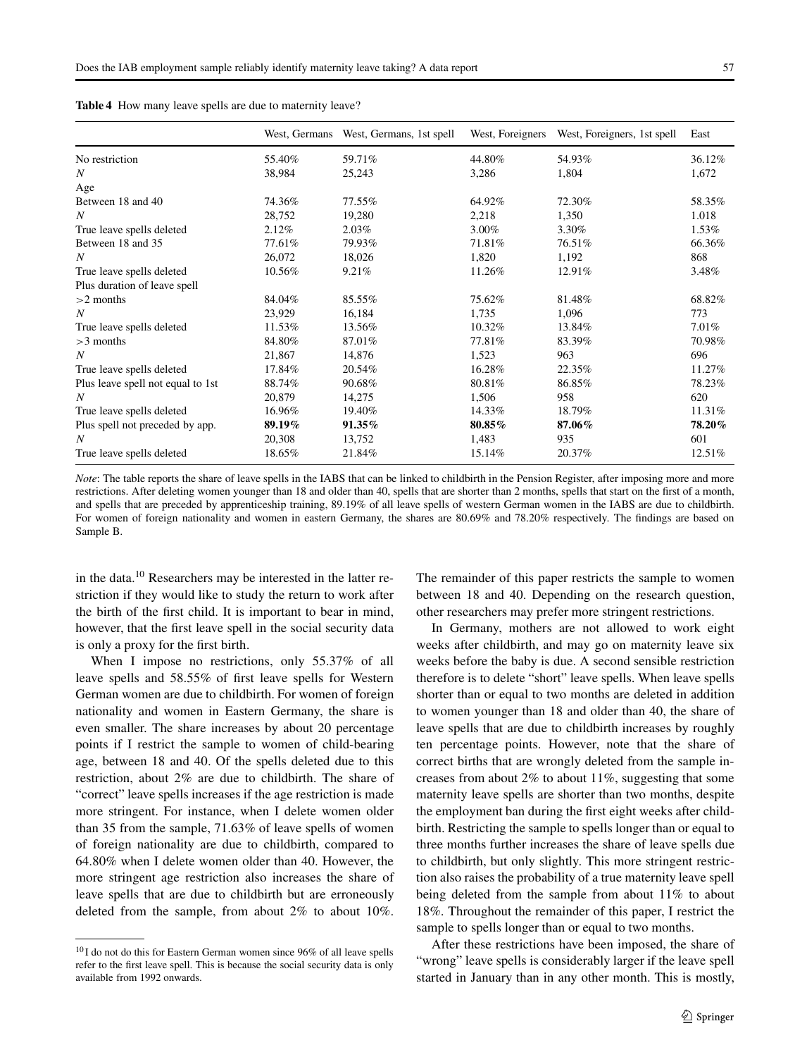**Table 4** How many leave spells are due to maternity leave?

| | West, Germans | West, Germans, 1st spell | West, Foreigners | West, Foreigners, 1st spell | East |
|---|---|---|---|---|---|
| No restriction | 55.40% | 59.71% | 44.80% | 54.93% | 36.12% |
| $N$ | 38,984 | 25,243 | 3,286 | 1,804 | 1,672 |
| Age | | | | | |
| Between 18 and 40 | 74.36% | 77.55% | 64.92% | 72.30% | 58.35% |
| $N$ | 28,752 | 19,280 | 2,218 | 1,350 | 1.018 |
| True leave spells deleted | 2.12% | 2.03% | 3.00% | 3.30% | 1.53% |
| Between 18 and 35 | 77.61% | 79.93% | 71.81% | 76.51% | 66.36% |
| $N$ | 26,072 | 18,026 | 1,820 | 1,192 | 868 |
| True leave spells deleted | 10.56% | 9.21% | 11.26% | 12.91% | 3.48% |
| Plus duration of leave spell | | | | | |
| >2 months | 84.04% | 85.55% | 75.62% | 81.48% | 68.82% |
| $N$ | 23,929 | 16,184 | 1,735 | 1,096 | 773 |
| True leave spells deleted | 11.53% | 13.56% | 10.32% | 13.84% | 7.01% |
| >3 months | 84.80% | 87.01% | 77.81% | 83.39% | 70.98% |
| $N$ | 21,867 | 14,876 | 1,523 | 963 | 696 |
| True leave spells deleted | 17.84% | 20.54% | 16.28% | 22.35% | 11.27% |
| Plus leave spell not equal to 1st | 88.74% | 90.68% | 80.81% | 86.85% | 78.23% |
| $N$ | 20,879 | 14,275 | 1,506 | 958 | 620 |
| True leave spells deleted | 16.96% | 19.40% | 14.33% | 18.79% | 11.31% |
| Plus spell not preceded by app. | **89.19%** | **91.35%** | **80.85%** | **87.06%** | **78.20%** |
| $N$ | 20,308 | 13,752 | 1,483 | 935 | 601 |
| True leave spells deleted | 18.65% | 21.84% | 15.14% | 20.37% | 12.51% |

*Note*: The table reports the share of leave spells in the IABS that can be linked to childbirth in the Pension Register, after imposing more and more restrictions. After deleting women younger than 18 and older than 40, spells that are shorter than 2 months, spells that start on the first of a month, and spells that are preceded by apprenticeship training, 89.19% of all leave spells of western German women in the IABS are due to childbirth. For women of foreign nationality and women in eastern Germany, the shares are 80.69% and 78.20% respectively. The findings are based on Sample B.

in the data.[10] Researchers may be interested in the latter restriction if they would like to study the return to work after the birth of the first child. It is important to bear in mind, however, that the first leave spell in the social security data is only a proxy for the first birth.

When I impose no restrictions, only 55.37% of all leave spells and 58.55% of first leave spells for Western German women are due to childbirth. For women of foreign nationality and women in Eastern Germany, the share is even smaller. The share increases by about 20 percentage points if I restrict the sample to women of child-bearing age, between 18 and 40. Of the spells deleted due to this restriction, about 2% are due to childbirth. The share of "correct" leave spells increases if the age restriction is made more stringent. For instance, when I delete women older than 35 from the sample, 71.63% of leave spells of women of foreign nationality are due to childbirth, compared to 64.80% when I delete women older than 40. However, the more stringent age restriction also increases the share of leave spells that are due to childbirth but are erroneously deleted from the sample, from about 2% to about 10%. The remainder of this paper restricts the sample to women between 18 and 40. Depending on the research question, other researchers may prefer more stringent restrictions.

In Germany, mothers are not allowed to work eight weeks after childbirth, and may go on maternity leave six weeks before the baby is due. A second sensible restriction therefore is to delete "short" leave spells. When leave spells shorter than or equal to two months are deleted in addition to women younger than 18 and older than 40, the share of leave spells that are due to childbirth increases by roughly ten percentage points. However, note that the share of correct births that are wrongly deleted from the sample increases from about 2% to about 11%, suggesting that some maternity leave spells are shorter than two months, despite the employment ban during the first eight weeks after childbirth. Restricting the sample to spells longer than or equal to three months further increases the share of leave spells due to childbirth, but only slightly. This more stringent restriction also raises the probability of a true maternity leave spell being deleted from the sample from about 11% to about 18%. Throughout the remainder of this paper, I restrict the sample to spells longer than or equal to two months.

After these restrictions have been imposed, the share of "wrong" leave spells is considerably larger if the leave spell started in January than in any other month. This is mostly,

[10] I do not do this for Eastern German women since 96% of all leave spells refer to the first leave spell. This is because the social security data is only available from 1992 onwards.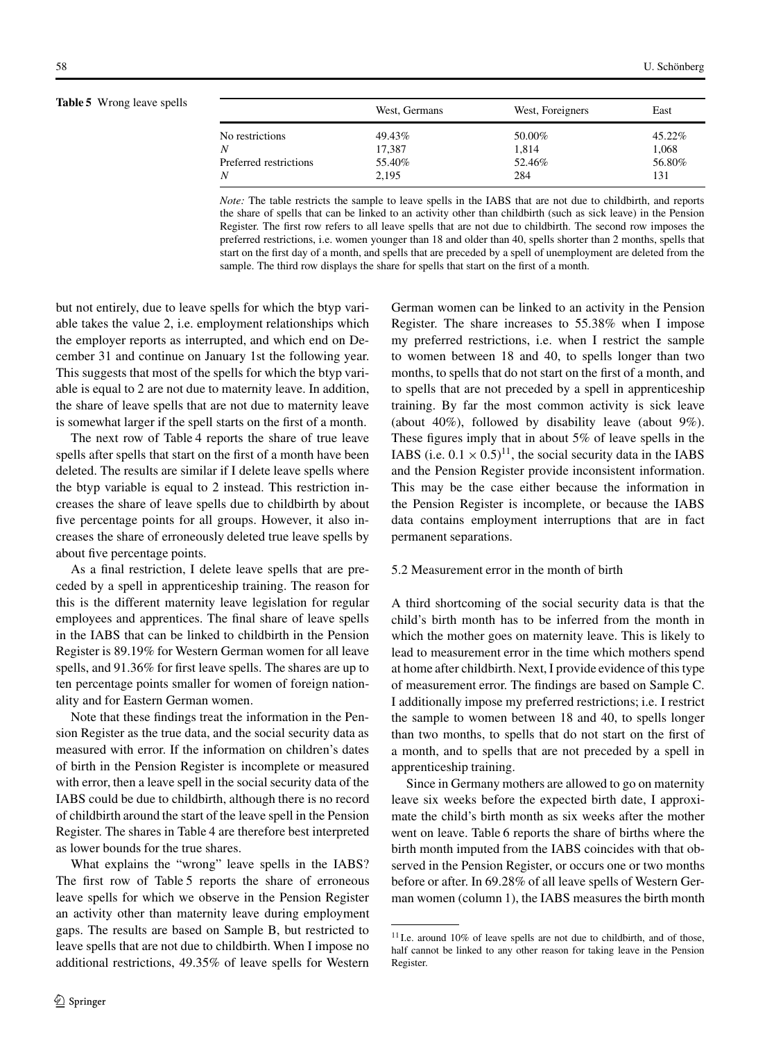**Table 5** Wrong leave spells

| | West, Germans | West, Foreigners | East |
|---|---|---|---|
| No restrictions | 49.43% | 50.00% | 45.22% |
| $N$ | 17,387 | 1,814 | 1,068 |
| Preferred restrictions | 55.40% | 52.46% | 56.80% |
| $N$ | 2,195 | 284 | 131 |

*Note:* The table restricts the sample to leave spells in the IABS that are not due to childbirth, and reports the share of spells that can be linked to an activity other than childbirth (such as sick leave) in the Pension Register. The first row refers to all leave spells that are not due to childbirth. The second row imposes the preferred restrictions, i.e. women younger than 18 and older than 40, spells shorter than 2 months, spells that start on the first day of a month, and spells that are preceded by a spell of unemployment are deleted from the sample. The third row displays the share for spells that start on the first of a month.

but not entirely, due to leave spells for which the btyp variable takes the value 2, i.e. employment relationships which the employer reports as interrupted, and which end on December 31 and continue on January 1st the following year. This suggests that most of the spells for which the btyp variable is equal to 2 are not due to maternity leave. In addition, the share of leave spells that are not due to maternity leave is somewhat larger if the spell starts on the first of a month.

The next row of Table 4 reports the share of true leave spells after spells that start on the first of a month have been deleted. The results are similar if I delete leave spells where the btyp variable is equal to 2 instead. This restriction increases the share of leave spells due to childbirth by about five percentage points for all groups. However, it also increases the share of erroneously deleted true leave spells by about five percentage points.

As a final restriction, I delete leave spells that are preceded by a spell in apprenticeship training. The reason for this is the different maternity leave legislation for regular employees and apprentices. The final share of leave spells in the IABS that can be linked to childbirth in the Pension Register is 89.19% for Western German women for all leave spells, and 91.36% for first leave spells. The shares are up to ten percentage points smaller for women of foreign nationality and for Eastern German women.

Note that these findings treat the information in the Pension Register as the true data, and the social security data as measured with error. If the information on children's dates of birth in the Pension Register is incomplete or measured with error, then a leave spell in the social security data of the IABS could be due to childbirth, although there is no record of childbirth around the start of the leave spell in the Pension Register. The shares in Table 4 are therefore best interpreted as lower bounds for the true shares.

What explains the "wrong" leave spells in the IABS? The first row of Table 5 reports the share of erroneous leave spells for which we observe in the Pension Register an activity other than maternity leave during employment gaps. The results are based on Sample B, but restricted to leave spells that are not due to childbirth. When I impose no additional restrictions, 49.35% of leave spells for Western German women can be linked to an activity in the Pension Register. The share increases to 55.38% when I impose my preferred restrictions, i.e. when I restrict the sample to women between 18 and 40, to spells longer than two months, to spells that do not start on the first of a month, and to spells that are not preceded by a spell in apprenticeship training. By far the most common activity is sick leave (about 40%), followed by disability leave (about 9%). These figures imply that in about 5% of leave spells in the IABS (i.e. $0.1 \times 0.5$)[11], the social security data in the IABS and the Pension Register provide inconsistent information. This may be the case either because the information in the Pension Register is incomplete, or because the IABS data contains employment interruptions that are in fact permanent separations.

### 5.2 Measurement error in the month of birth

A third shortcoming of the social security data is that the child's birth month has to be inferred from the month in which the mother goes on maternity leave. This is likely to lead to measurement error in the time which mothers spend at home after childbirth. Next, I provide evidence of this type of measurement error. The findings are based on Sample C. I additionally impose my preferred restrictions; i.e. I restrict the sample to women between 18 and 40, to spells longer than two months, to spells that do not start on the first of a month, and to spells that are not preceded by a spell in apprenticeship training.

Since in Germany mothers are allowed to go on maternity leave six weeks before the expected birth date, I approximate the child's birth month as six weeks after the mother went on leave. Table 6 reports the share of births where the birth month imputed from the IABS coincides with that observed in the Pension Register, or occurs one or two months before or after. In 69.28% of all leave spells of Western German women (column 1), the IABS measures the birth month

[11] I.e. around 10% of leave spells are not due to childbirth, and of those, half cannot be linked to any other reason for taking leave in the Pension Register.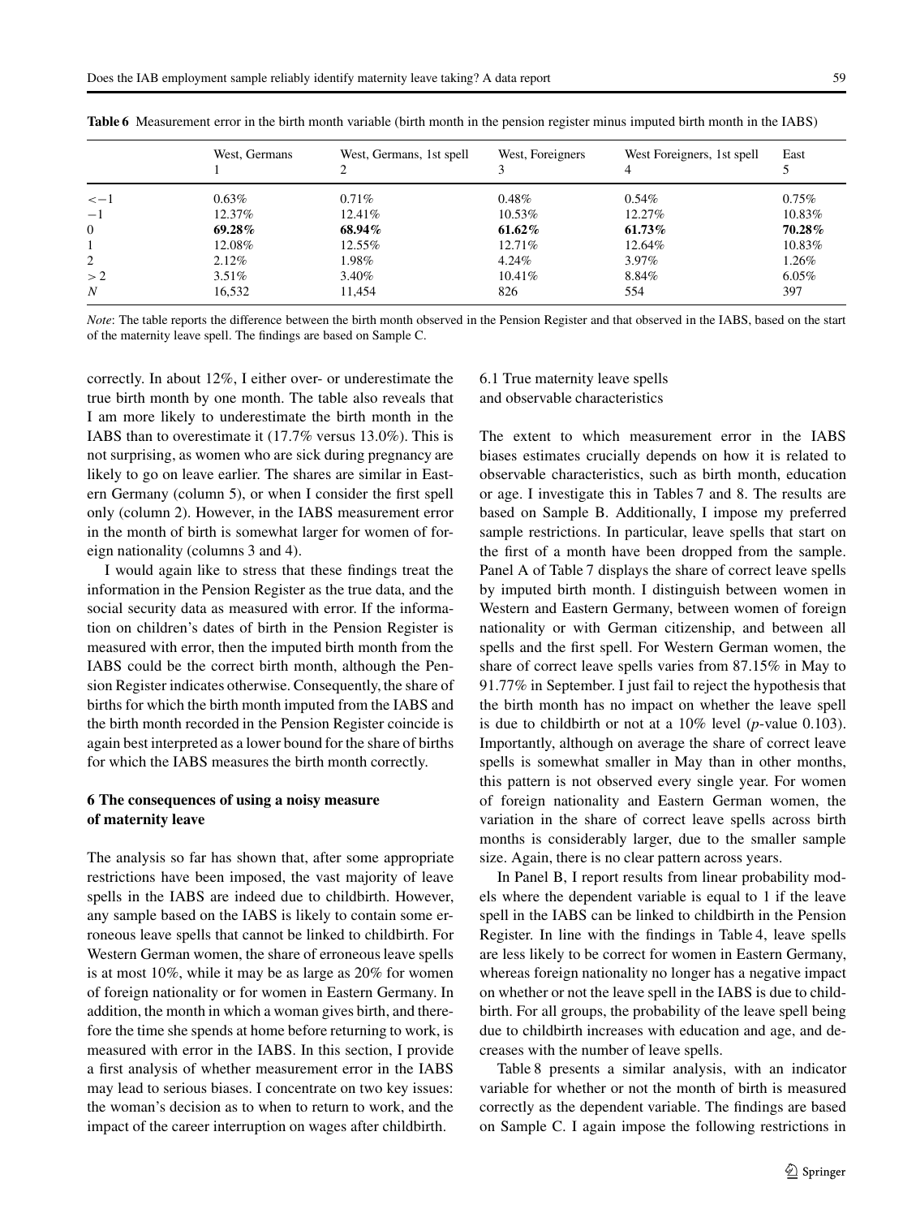**Table 6** Measurement error in the birth month variable (birth month in the pension register minus imputed birth month in the IABS)

| | West, Germans<br>1 | West, Germans, 1st spell<br>2 | West, Foreigners<br>3 | West Foreigners, 1st spell<br>4 | East<br>5 |
|---|---|---|---|---|---|
| $<-1$ | 0.63% | 0.71% | 0.48% | 0.54% | 0.75% |
| $-1$ | 12.37% | 12.41% | 10.53% | 12.27% | 10.83% |
| 0 | **69.28%** | **68.94%** | **61.62%** | **61.73%** | **70.28%** |
| 1 | 12.08% | 12.55% | 12.71% | 12.64% | 10.83% |
| 2 | 2.12% | 1.98% | 4.24% | 3.97% | 1.26% |
| $>2$ | 3.51% | 3.40% | 10.41% | 8.84% | 6.05% |
| $N$ | 16,532 | 11,454 | 826 | 554 | 397 |

*Note*: The table reports the difference between the birth month observed in the Pension Register and that observed in the IABS, based on the start of the maternity leave spell. The findings are based on Sample C.

correctly. In about 12%, I either over- or underestimate the true birth month by one month. The table also reveals that I am more likely to underestimate the birth month in the IABS than to overestimate it (17.7% versus 13.0%). This is not surprising, as women who are sick during pregnancy are likely to go on leave earlier. The shares are similar in Eastern Germany (column 5), or when I consider the first spell only (column 2). However, in the IABS measurement error in the month of birth is somewhat larger for women of foreign nationality (columns 3 and 4).

I would again like to stress that these findings treat the information in the Pension Register as the true data, and the social security data as measured with error. If the information on children's dates of birth in the Pension Register is measured with error, then the imputed birth month from the IABS could be the correct birth month, although the Pension Register indicates otherwise. Consequently, the share of births for which the birth month imputed from the IABS and the birth month recorded in the Pension Register coincide is again best interpreted as a lower bound for the share of births for which the IABS measures the birth month correctly.

## 6 The consequences of using a noisy measure of maternity leave

The analysis so far has shown that, after some appropriate restrictions have been imposed, the vast majority of leave spells in the IABS are indeed due to childbirth. However, any sample based on the IABS is likely to contain some erroneous leave spells that cannot be linked to childbirth. For Western German women, the share of erroneous leave spells is at most 10%, while it may be as large as 20% for women of foreign nationality or for women in Eastern Germany. In addition, the month in which a woman gives birth, and therefore the time she spends at home before returning to work, is measured with error in the IABS. In this section, I provide a first analysis of whether measurement error in the IABS may lead to serious biases. I concentrate on two key issues: the woman's decision as to when to return to work, and the impact of the career interruption on wages after childbirth.

### 6.1 True maternity leave spells and observable characteristics

The extent to which measurement error in the IABS biases estimates crucially depends on how it is related to observable characteristics, such as birth month, education or age. I investigate this in Tables 7 and 8. The results are based on Sample B. Additionally, I impose my preferred sample restrictions. In particular, leave spells that start on the first of a month have been dropped from the sample. Panel A of Table 7 displays the share of correct leave spells by imputed birth month. I distinguish between women in Western and Eastern Germany, between women of foreign nationality or with German citizenship, and between all spells and the first spell. For Western German women, the share of correct leave spells varies from 87.15% in May to 91.77% in September. I just fail to reject the hypothesis that the birth month has no impact on whether the leave spell is due to childbirth or not at a 10% level ($p$-value 0.103). Importantly, although on average the share of correct leave spells is somewhat smaller in May than in other months, this pattern is not observed every single year. For women of foreign nationality and Eastern German women, the variation in the share of correct leave spells across birth months is considerably larger, due to the smaller sample size. Again, there is no clear pattern across years.

In Panel B, I report results from linear probability models where the dependent variable is equal to 1 if the leave spell in the IABS can be linked to childbirth in the Pension Register. In line with the findings in Table 4, leave spells are less likely to be correct for women in Eastern Germany, whereas foreign nationality no longer has a negative impact on whether or not the leave spell in the IABS is due to childbirth. For all groups, the probability of the leave spell being due to childbirth increases with education and age, and decreases with the number of leave spells.

Table 8 presents a similar analysis, with an indicator variable for whether or not the month of birth is measured correctly as the dependent variable. The findings are based on Sample C. I again impose the following restrictions in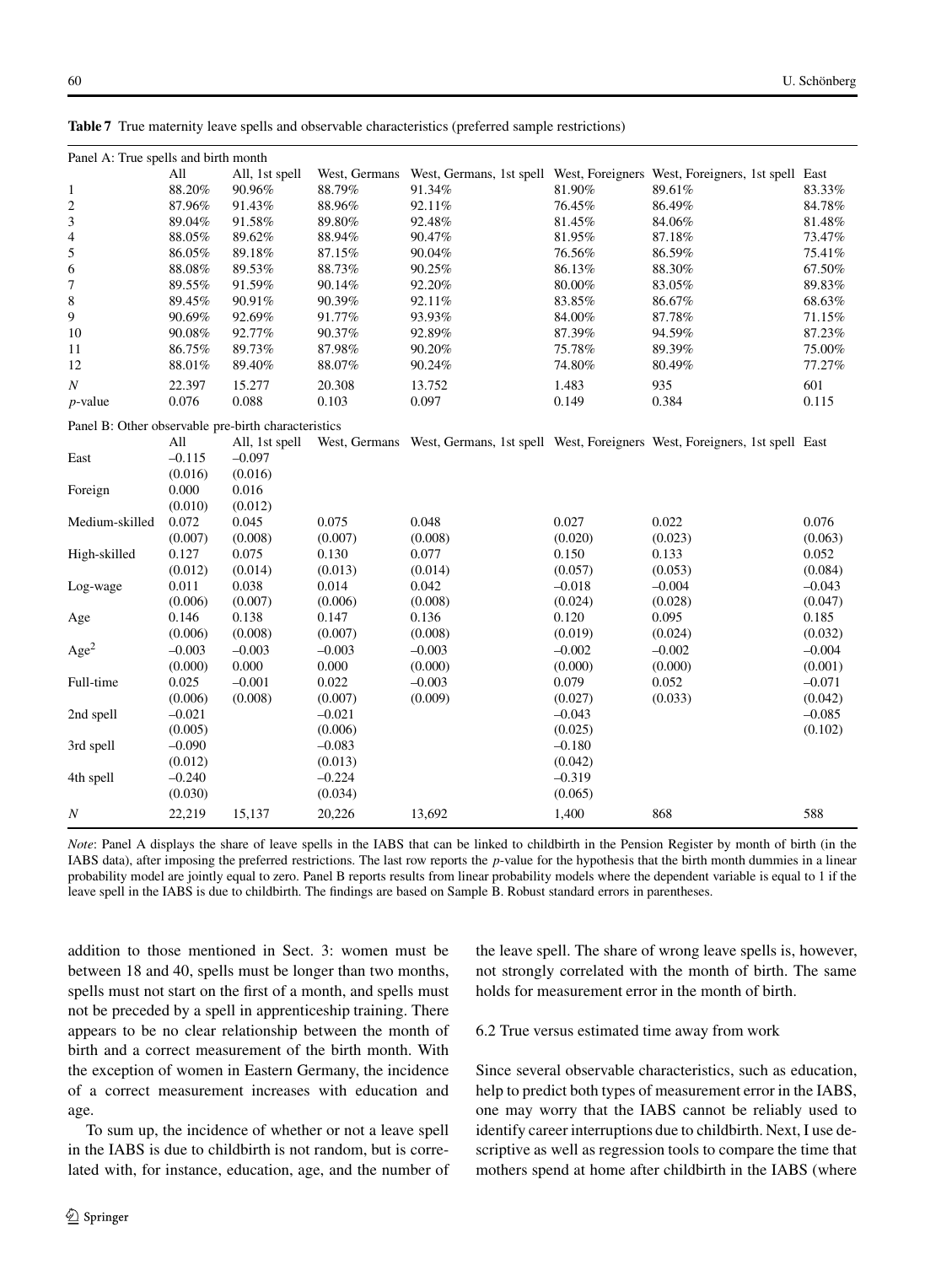**Table 7** True maternity leave spells and observable characteristics (preferred sample restrictions)

| Panel A: True spells and birth month | | | | | | | |
|---|---|---|---|---|---|---|---|
| | All | All, 1st spell | West, Germans | West, Germans, 1st spell | West, Foreigners | West, Foreigners, 1st spell | East |
| 1 | 88.20% | 90.96% | 88.79% | 91.34% | 81.90% | 89.61% | 83.33% |
| 2 | 87.96% | 91.43% | 88.96% | 92.11% | 76.45% | 86.49% | 84.78% |
| 3 | 89.04% | 91.58% | 89.80% | 92.48% | 81.45% | 84.06% | 81.48% |
| 4 | 88.05% | 89.62% | 88.94% | 90.47% | 81.95% | 87.18% | 73.47% |
| 5 | 86.05% | 89.18% | 87.15% | 90.04% | 76.56% | 86.59% | 75.41% |
| 6 | 88.08% | 89.53% | 88.73% | 90.25% | 86.13% | 88.30% | 67.50% |
| 7 | 89.55% | 91.59% | 90.14% | 92.20% | 80.00% | 83.05% | 89.83% |
| 8 | 89.45% | 90.91% | 90.39% | 92.11% | 83.85% | 86.67% | 68.63% |
| 9 | 90.69% | 92.69% | 91.77% | 93.93% | 84.00% | 87.78% | 71.15% |
| 10 | 90.08% | 92.77% | 90.37% | 92.89% | 87.39% | 94.59% | 87.23% |
| 11 | 86.75% | 89.73% | 87.98% | 90.20% | 75.78% | 89.39% | 75.00% |
| 12 | 88.01% | 89.40% | 88.07% | 90.24% | 74.80% | 80.49% | 77.27% |
| *N* | 22.397 | 15.277 | 20.308 | 13.752 | 1.483 | 935 | 601 |
| *p*-value | 0.076 | 0.088 | 0.103 | 0.097 | 0.149 | 0.384 | 0.115 |

| Panel B: Other observable pre-birth characteristics | | | | | | | |
|---|---|---|---|---|---|---|---|
| | All | All, 1st spell | West, Germans | West, Germans, 1st spell | West, Foreigners | West, Foreigners, 1st spell | East |
| East | –0.115 | –0.097 | | | | | |
| | (0.016) | (0.016) | | | | | |
| Foreign | 0.000 | 0.016 | | | | | |
| | (0.010) | (0.012) | | | | | |
| Medium-skilled | 0.072 | 0.045 | 0.075 | 0.048 | 0.027 | 0.022 | 0.076 |
| | (0.007) | (0.008) | (0.007) | (0.008) | (0.020) | (0.023) | (0.063) |
| High-skilled | 0.127 | 0.075 | 0.130 | 0.077 | 0.150 | 0.133 | 0.052 |
| | (0.012) | (0.014) | (0.013) | (0.014) | (0.057) | (0.053) | (0.084) |
| Log-wage | 0.011 | 0.038 | 0.014 | 0.042 | –0.018 | –0.004 | –0.043 |
| | (0.006) | (0.007) | (0.006) | (0.008) | (0.024) | (0.028) | (0.047) |
| Age | 0.146 | 0.138 | 0.147 | 0.136 | 0.120 | 0.095 | 0.185 |
| | (0.006) | (0.008) | (0.007) | (0.008) | (0.019) | (0.024) | (0.032) |
| Age$^2$ | –0.003 | –0.003 | –0.003 | –0.003 | –0.002 | –0.002 | –0.004 |
| | (0.000) | 0.000 | 0.000 | (0.000) | (0.000) | (0.000) | (0.001) |
| Full-time | 0.025 | –0.001 | 0.022 | –0.003 | 0.079 | 0.052 | –0.071 |
| | (0.006) | (0.008) | (0.007) | (0.009) | (0.027) | (0.033) | (0.042) |
| 2nd spell | –0.021 | | –0.021 | | –0.043 | | –0.085 |
| | (0.005) | | (0.006) | | (0.025) | | (0.102) |
| 3rd spell | –0.090 | | –0.083 | | –0.180 | | |
| | (0.012) | | (0.013) | | (0.042) | | |
| 4th spell | –0.240 | | –0.224 | | –0.319 | | |
| | (0.030) | | (0.034) | | (0.065) | | |
| *N* | 22,219 | 15,137 | 20,226 | 13,692 | 1,400 | 868 | 588 |

*Note*: Panel A displays the share of leave spells in the IABS that can be linked to childbirth in the Pension Register by month of birth (in the IABS data), after imposing the preferred restrictions. The last row reports the *p*-value for the hypothesis that the birth month dummies in a linear probability model are jointly equal to zero. Panel B reports results from linear probability models where the dependent variable is equal to 1 if the leave spell in the IABS is due to childbirth. The findings are based on Sample B. Robust standard errors in parentheses.

addition to those mentioned in Sect. 3: women must be between 18 and 40, spells must be longer than two months, spells must not start on the first of a month, and spells must not be preceded by a spell in apprenticeship training. There appears to be no clear relationship between the month of birth and a correct measurement of the birth month. With the exception of women in Eastern Germany, the incidence of a correct measurement increases with education and age.

To sum up, the incidence of whether or not a leave spell in the IABS is due to childbirth is not random, but is correlated with, for instance, education, age, and the number of the leave spell. The share of wrong leave spells is, however, not strongly correlated with the month of birth. The same holds for measurement error in the month of birth.

### 6.2 True versus estimated time away from work

Since several observable characteristics, such as education, help to predict both types of measurement error in the IABS, one may worry that the IABS cannot be reliably used to identify career interruptions due to childbirth. Next, I use descriptive as well as regression tools to compare the time that mothers spend at home after childbirth in the IABS (where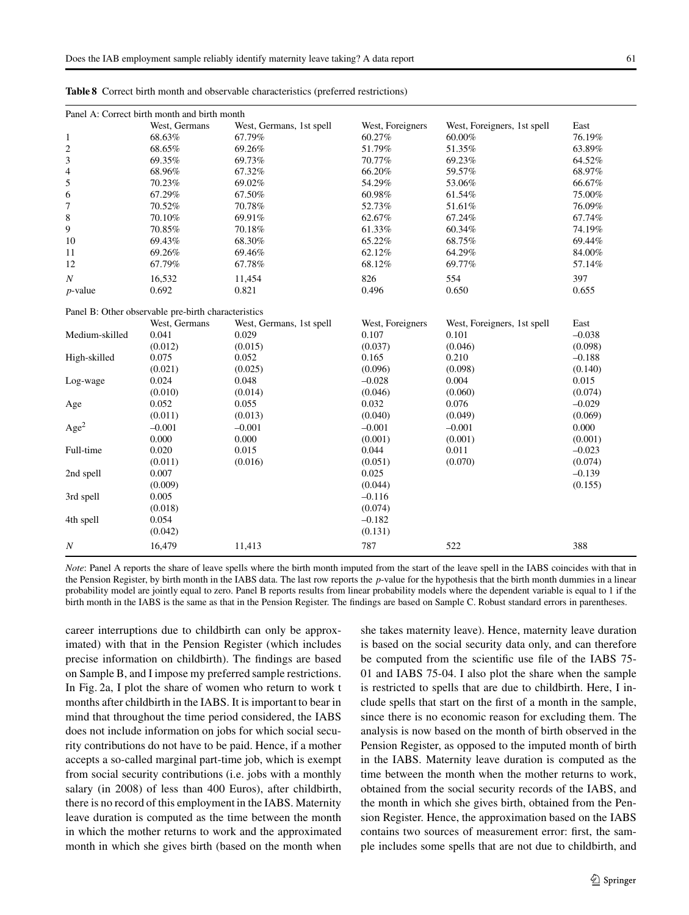**Table 8** Correct birth month and observable characteristics (preferred restrictions)

| Panel A: Correct birth month and birth month | | | | | |
|---|---|---|---|---|---|
| | West, Germans | West, Germans, 1st spell | West, Foreigners | West, Foreigners, 1st spell | East |
| 1 | 68.63% | 67.79% | 60.27% | 60.00% | 76.19% |
| 2 | 68.65% | 69.26% | 51.79% | 51.35% | 63.89% |
| 3 | 69.35% | 69.73% | 70.77% | 69.23% | 64.52% |
| 4 | 68.96% | 67.32% | 66.20% | 59.57% | 68.97% |
| 5 | 70.23% | 69.02% | 54.29% | 53.06% | 66.67% |
| 6 | 67.29% | 67.50% | 60.98% | 61.54% | 75.00% |
| 7 | 70.52% | 70.78% | 52.73% | 51.61% | 76.09% |
| 8 | 70.10% | 69.91% | 62.67% | 67.24% | 67.74% |
| 9 | 70.85% | 70.18% | 61.33% | 60.34% | 74.19% |
| 10 | 69.43% | 68.30% | 65.22% | 68.75% | 69.44% |
| 11 | 69.26% | 69.46% | 62.12% | 64.29% | 84.00% |
| 12 | 67.79% | 67.78% | 68.12% | 69.77% | 57.14% |
| $N$ | 16,532 | 11,454 | 826 | 554 | 397 |
| $p$-value | 0.692 | 0.821 | 0.496 | 0.650 | 0.655 |

| Panel B: Other observable pre-birth characteristics | | | | | |
|---|---|---|---|---|---|
| | West, Germans | West, Germans, 1st spell | West, Foreigners | West, Foreigners, 1st spell | East |
| Medium-skilled | 0.041 | 0.029 | 0.107 | 0.101 | –0.038 |
| | (0.012) | (0.015) | (0.037) | (0.046) | (0.098) |
| High-skilled | 0.075 | 0.052 | 0.165 | 0.210 | –0.188 |
| | (0.021) | (0.025) | (0.096) | (0.098) | (0.140) |
| Log-wage | 0.024 | 0.048 | –0.028 | 0.004 | 0.015 |
| | (0.010) | (0.014) | (0.046) | (0.060) | (0.074) |
| Age | 0.052 | 0.055 | 0.032 | 0.076 | –0.029 |
| | (0.011) | (0.013) | (0.040) | (0.049) | (0.069) |
| Age$^2$ | –0.001 | –0.001 | –0.001 | –0.001 | 0.000 |
| | 0.000 | 0.000 | (0.001) | (0.001) | (0.001) |
| Full-time | 0.020 | 0.015 | 0.044 | 0.011 | –0.023 |
| | (0.011) | (0.016) | (0.051) | (0.070) | (0.074) |
| 2nd spell | 0.007 | | 0.025 | | –0.139 |
| | (0.009) | | (0.044) | | (0.155) |
| 3rd spell | 0.005 | | –0.116 | | |
| | (0.018) | | (0.074) | | |
| 4th spell | 0.054 | | –0.182 | | |
| | (0.042) | | (0.131) | | |
| $N$ | 16,479 | 11,413 | 787 | 522 | 388 |

*Note*: Panel A reports the share of leave spells where the birth month imputed from the start of the leave spell in the IABS coincides with that in the Pension Register, by birth month in the IABS data. The last row reports the $p$-value for the hypothesis that the birth month dummies in a linear probability model are jointly equal to zero. Panel B reports results from linear probability models where the dependent variable is equal to 1 if the birth month in the IABS is the same as that in the Pension Register. The findings are based on Sample C. Robust standard errors in parentheses.

career interruptions due to childbirth can only be approximated) with that in the Pension Register (which includes precise information on childbirth). The findings are based on Sample B, and I impose my preferred sample restrictions. In Fig. 2a, I plot the share of women who return to work t months after childbirth in the IABS. It is important to bear in mind that throughout the time period considered, the IABS does not include information on jobs for which social security contributions do not have to be paid. Hence, if a mother accepts a so-called marginal part-time job, which is exempt from social security contributions (i.e. jobs with a monthly salary (in 2008) of less than 400 Euros), after childbirth, there is no record of this employment in the IABS. Maternity leave duration is computed as the time between the month in which the mother returns to work and the approximated month in which she gives birth (based on the month when she takes maternity leave). Hence, maternity leave duration is based on the social security data only, and can therefore be computed from the scientific use file of the IABS 75-01 and IABS 75-04. I also plot the share when the sample is restricted to spells that are due to childbirth. Here, I include spells that start on the first of a month in the sample, since there is no economic reason for excluding them. The analysis is now based on the month of birth observed in the Pension Register, as opposed to the imputed month of birth in the IABS. Maternity leave duration is computed as the time between the month when the mother returns to work, obtained from the social security records of the IABS, and the month in which she gives birth, obtained from the Pension Register. Hence, the approximation based on the IABS contains two sources of measurement error: first, the sample includes some spells that are not due to childbirth, and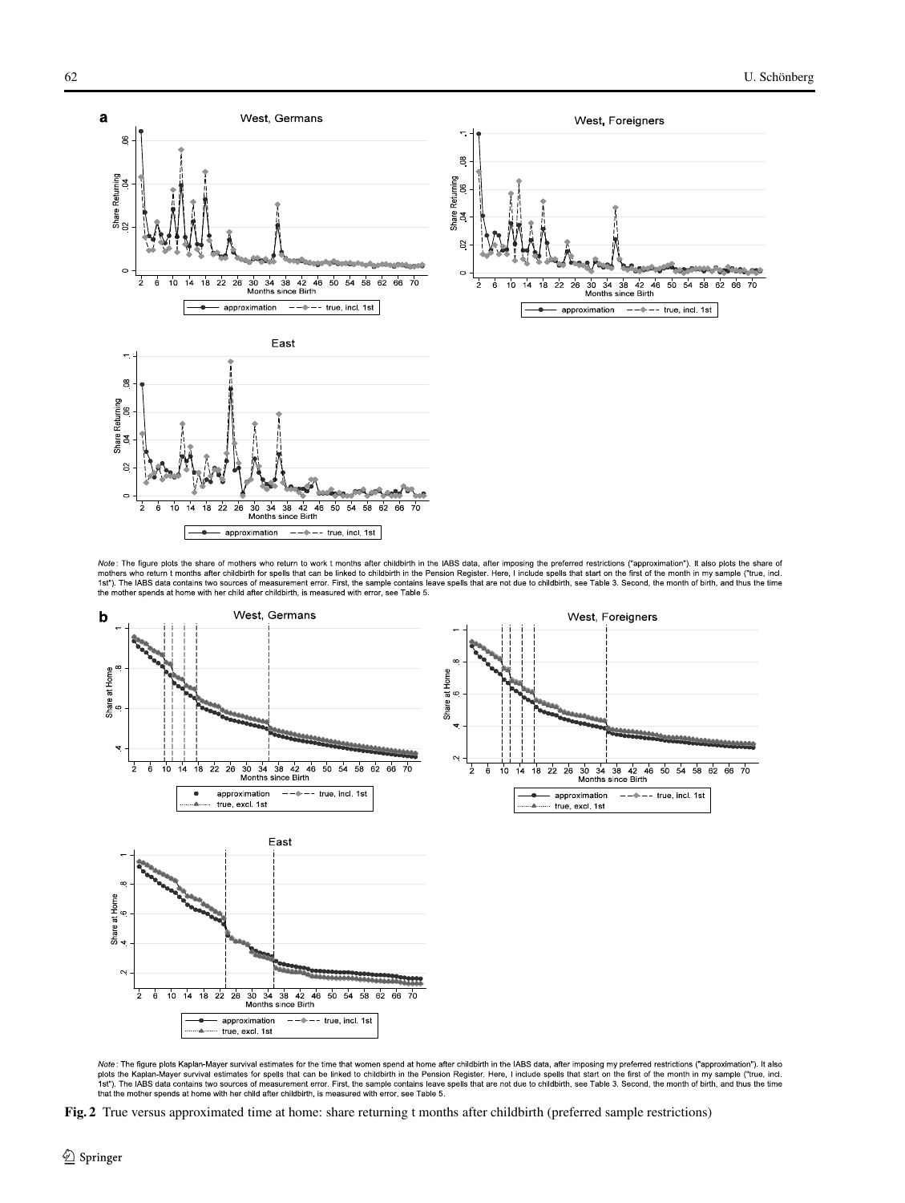**a**

West, Germans

Share Returning

0 .02 .04 .06

2 6 10 14 18 22 26 30 34 38 42 46 50 54 58 62 66 70
Months since Birth

approximation — true, incl. 1st

West, Foreigners

Share Returning

0 .02 .04 .06 .08 .1

2 6 10 14 18 22 26 30 34 38 42 46 50 54 58 62 66 70
Months since Birth

approximation — true, incl. 1st

East

Share Returning

0 .02 .04 .06 .08 .1

2 6 10 14 18 22 26 30 34 38 42 46 50 54 58 62 66 70
Months since Birth

approximation — true, incl. 1st

*Note*: The figure plots the share of mothers who return to work t months after childbirth in the IABS data, after imposing the preferred restrictions ("approximation"). It also plots the share of mothers who return t months after childbirth for spells that can be linked to childbirth in the Pension Register. Here, I include spells that start on the first of the month in my sample ("true, incl. 1st"). The IABS data contains two sources of measurement error. First, the sample contains leave spells that are not due to childbirth, see Table 3. Second, the month of birth, and thus the time the mother spends at home with her child after childbirth, is measured with error, see Table 5.

**b**

West, Germans

Share at Home

.4 .6 .8 1

2 6 10 14 18 22 26 30 34 38 42 46 50 54 58 62 66 70
Months since Birth

approximation — true, incl. 1st
true, excl. 1st

West, Foreigners

Share at Home

.2 .4 .6 .8 1

2 6 10 14 18 22 26 30 34 38 42 46 50 54 58 62 66 70
Months since Birth

approximation — true, incl. 1st
true, excl. 1st

East

Share at Home

.2 .4 .6 .8 1

2 6 10 14 18 22 26 30 34 38 42 46 50 54 58 62 66 70
Months since Birth

approximation — true, incl. 1st
true, excl. 1st

*Note*: The figure plots Kaplan-Mayer survival estimates for the time that women spend at home after childbirth in the IABS data, after imposing my preferred restrictions ("approximation"). It also plots the Kaplan-Mayer survival estimates for spells that can be linked to childbirth in the Pension Register. Here, I include spells that start on the first of the month in my sample ("true, incl. 1st"). The IABS data contains two sources of measurement error. First, the sample contains leave spells that are not due to childbirth, see Table 3. Second, the month of birth, and thus the time that the mother spends at home with her child after childbirth, is measured with error, see Table 5.

**Fig. 2** True versus approximated time at home: share returning t months after childbirth (preferred sample restrictions)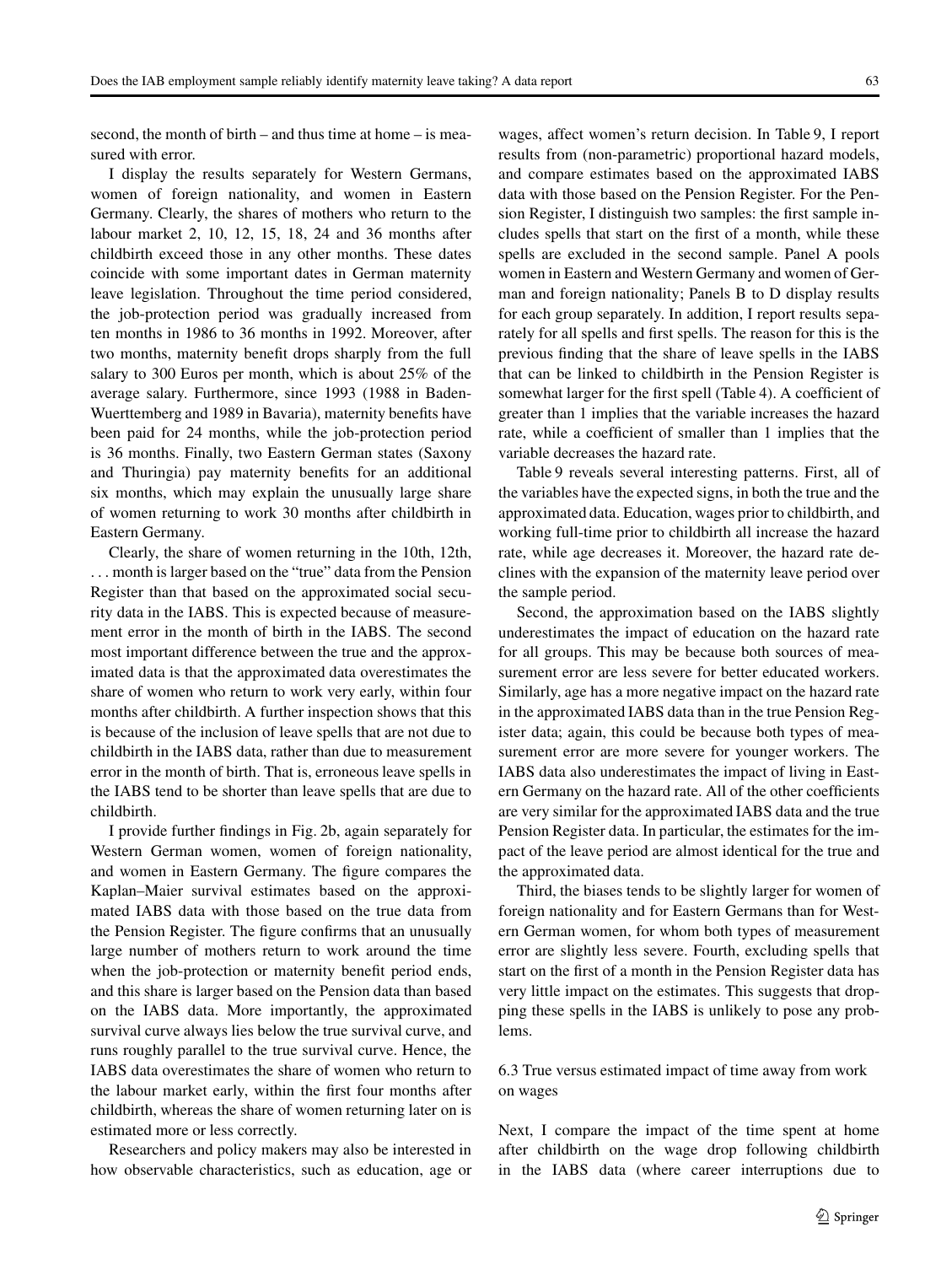second, the month of birth – and thus time at home – is measured with error.

I display the results separately for Western Germans, women of foreign nationality, and women in Eastern Germany. Clearly, the shares of mothers who return to the labour market 2, 10, 12, 15, 18, 24 and 36 months after childbirth exceed those in any other months. These dates coincide with some important dates in German maternity leave legislation. Throughout the time period considered, the job-protection period was gradually increased from ten months in 1986 to 36 months in 1992. Moreover, after two months, maternity benefit drops sharply from the full salary to 300 Euros per month, which is about 25% of the average salary. Furthermore, since 1993 (1988 in Baden-Wuerttemberg and 1989 in Bavaria), maternity benefits have been paid for 24 months, while the job-protection period is 36 months. Finally, two Eastern German states (Saxony and Thuringia) pay maternity benefits for an additional six months, which may explain the unusually large share of women returning to work 30 months after childbirth in Eastern Germany.

Clearly, the share of women returning in the 10th, 12th, ... month is larger based on the "true" data from the Pension Register than that based on the approximated social security data in the IABS. This is expected because of measurement error in the month of birth in the IABS. The second most important difference between the true and the approximated data is that the approximated data overestimates the share of women who return to work very early, within four months after childbirth. A further inspection shows that this is because of the inclusion of leave spells that are not due to childbirth in the IABS data, rather than due to measurement error in the month of birth. That is, erroneous leave spells in the IABS tend to be shorter than leave spells that are due to childbirth.

I provide further findings in Fig. 2b, again separately for Western German women, women of foreign nationality, and women in Eastern Germany. The figure compares the Kaplan–Maier survival estimates based on the approximated IABS data with those based on the true data from the Pension Register. The figure confirms that an unusually large number of mothers return to work around the time when the job-protection or maternity benefit period ends, and this share is larger based on the Pension data than based on the IABS data. More importantly, the approximated survival curve always lies below the true survival curve, and runs roughly parallel to the true survival curve. Hence, the IABS data overestimates the share of women who return to the labour market early, within the first four months after childbirth, whereas the share of women returning later on is estimated more or less correctly.

Researchers and policy makers may also be interested in how observable characteristics, such as education, age or wages, affect women's return decision. In Table 9, I report results from (non-parametric) proportional hazard models, and compare estimates based on the approximated IABS data with those based on the Pension Register. For the Pension Register, I distinguish two samples: the first sample includes spells that start on the first of a month, while these spells are excluded in the second sample. Panel A pools women in Eastern and Western Germany and women of German and foreign nationality; Panels B to D display results for each group separately. In addition, I report results separately for all spells and first spells. The reason for this is the previous finding that the share of leave spells in the IABS that can be linked to childbirth in the Pension Register is somewhat larger for the first spell (Table 4). A coefficient of greater than 1 implies that the variable increases the hazard rate, while a coefficient of smaller than 1 implies that the variable decreases the hazard rate.

Table 9 reveals several interesting patterns. First, all of the variables have the expected signs, in both the true and the approximated data. Education, wages prior to childbirth, and working full-time prior to childbirth all increase the hazard rate, while age decreases it. Moreover, the hazard rate declines with the expansion of the maternity leave period over the sample period.

Second, the approximation based on the IABS slightly underestimates the impact of education on the hazard rate for all groups. This may be because both sources of measurement error are less severe for better educated workers. Similarly, age has a more negative impact on the hazard rate in the approximated IABS data than in the true Pension Register data; again, this could be because both types of measurement error are more severe for younger workers. The IABS data also underestimates the impact of living in Eastern Germany on the hazard rate. All of the other coefficients are very similar for the approximated IABS data and the true Pension Register data. In particular, the estimates for the impact of the leave period are almost identical for the true and the approximated data.

Third, the biases tends to be slightly larger for women of foreign nationality and for Eastern Germans than for Western German women, for whom both types of measurement error are slightly less severe. Fourth, excluding spells that start on the first of a month in the Pension Register data has very little impact on the estimates. This suggests that dropping these spells in the IABS is unlikely to pose any problems.

### 6.3 True versus estimated impact of time away from work on wages

Next, I compare the impact of the time spent at home after childbirth on the wage drop following childbirth in the IABS data (where career interruptions due to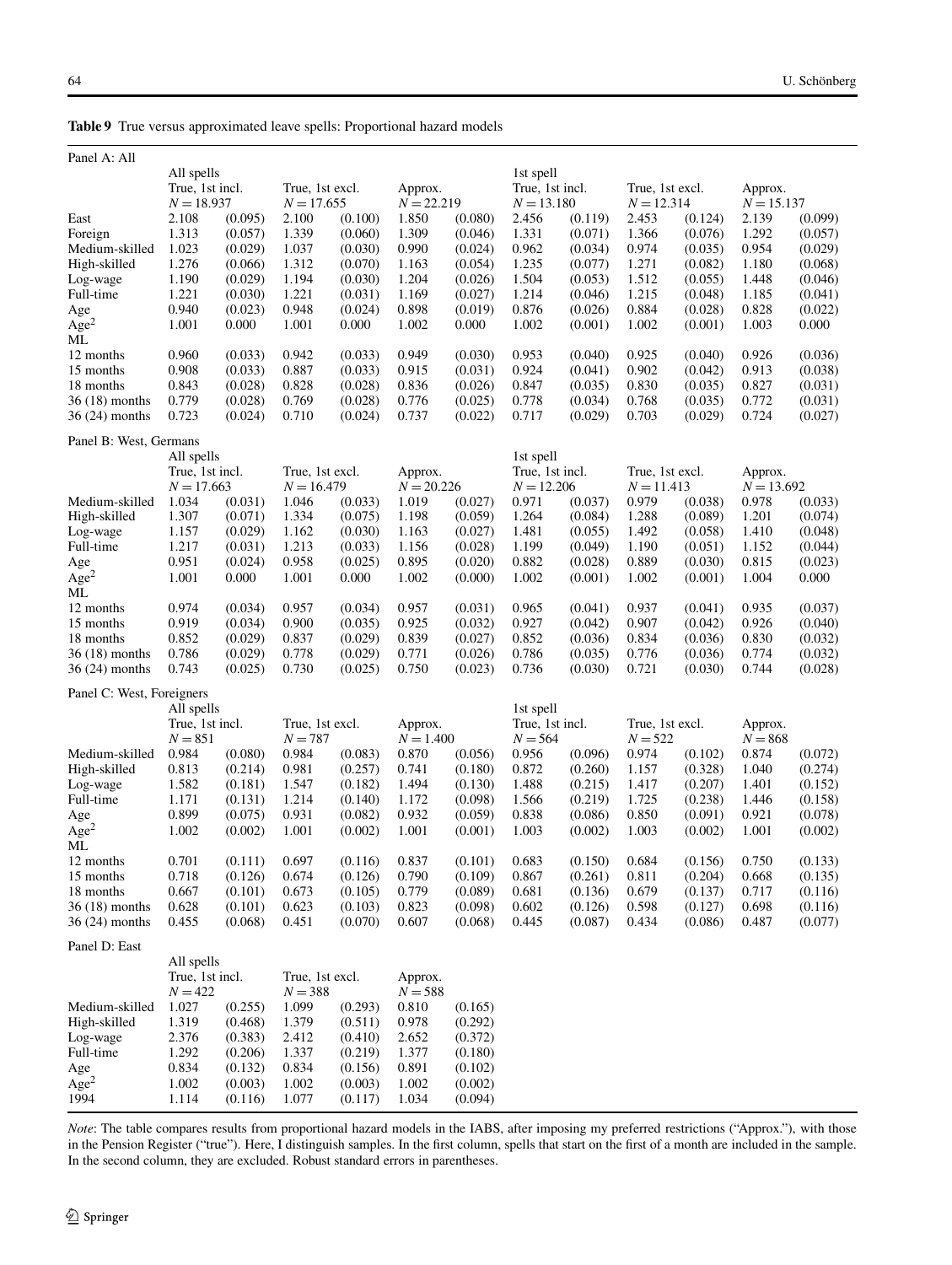**Table 9** True versus approximated leave spells: Proportional hazard models

| Panel A: All | | | | | | | | | | | | |
|---|---|---|---|---|---|---|---|---|---|---|---|---|
| | All spells | | | | | | 1st spell | | | | | |
| | True, 1st incl. | | True, 1st excl. | | Approx. | | True, 1st incl. | | True, 1st excl. | | Approx. | |
| | $N = 18.937$ | | $N = 17.655$ | | $N = 22.219$ | | $N = 13.180$ | | $N = 12.314$ | | $N = 15.137$ | |
| East | 2.108 | (0.095) | 2.100 | (0.100) | 1.850 | (0.080) | 2.456 | (0.119) | 2.453 | (0.124) | 2.139 | (0.099) |
| Foreign | 1.313 | (0.057) | 1.339 | (0.060) | 1.309 | (0.046) | 1.331 | (0.071) | 1.366 | (0.076) | 1.292 | (0.057) |
| Medium-skilled | 1.023 | (0.029) | 1.037 | (0.030) | 0.990 | (0.024) | 0.962 | (0.034) | 0.974 | (0.035) | 0.954 | (0.029) |
| High-skilled | 1.276 | (0.066) | 1.312 | (0.070) | 1.163 | (0.054) | 1.235 | (0.077) | 1.271 | (0.082) | 1.180 | (0.068) |
| Log-wage | 1.190 | (0.029) | 1.194 | (0.030) | 1.204 | (0.026) | 1.504 | (0.053) | 1.512 | (0.055) | 1.448 | (0.046) |
| Full-time | 1.221 | (0.030) | 1.221 | (0.031) | 1.169 | (0.027) | 1.214 | (0.046) | 1.215 | (0.048) | 1.185 | (0.041) |
| Age | 0.940 | (0.023) | 0.948 | (0.024) | 0.898 | (0.019) | 0.876 | (0.026) | 0.884 | (0.028) | 0.828 | (0.022) |
| Age$^2$ | 1.001 | 0.000 | 1.001 | 0.000 | 1.002 | 0.000 | 1.002 | (0.001) | 1.002 | (0.001) | 1.003 | 0.000 |
| ML | | | | | | | | | | | | |
| 12 months | 0.960 | (0.033) | 0.942 | (0.033) | 0.949 | (0.030) | 0.953 | (0.040) | 0.925 | (0.040) | 0.926 | (0.036) |
| 15 months | 0.908 | (0.033) | 0.887 | (0.033) | 0.915 | (0.031) | 0.924 | (0.041) | 0.902 | (0.042) | 0.913 | (0.038) |
| 18 months | 0.843 | (0.028) | 0.828 | (0.028) | 0.836 | (0.026) | 0.847 | (0.035) | 0.830 | (0.035) | 0.827 | (0.031) |
| 36 (18) months | 0.779 | (0.028) | 0.769 | (0.028) | 0.776 | (0.025) | 0.778 | (0.034) | 0.768 | (0.035) | 0.772 | (0.031) |
| 36 (24) months | 0.723 | (0.024) | 0.710 | (0.024) | 0.737 | (0.022) | 0.717 | (0.029) | 0.703 | (0.029) | 0.724 | (0.027) |
| **Panel B: West, Germans** | | | | | | | | | | | | |
| | All spells | | | | | | 1st spell | | | | | |
| | True, 1st incl. | | True, 1st excl. | | Approx. | | True, 1st incl. | | True, 1st excl. | | Approx. | |
| | $N = 17.663$ | | $N = 16.479$ | | $N = 20.226$ | | $N = 12.206$ | | $N = 11.413$ | | $N = 13.692$ | |
| Medium-skilled | 1.034 | (0.031) | 1.046 | (0.033) | 1.019 | (0.027) | 0.971 | (0.037) | 0.979 | (0.038) | 0.978 | (0.033) |
| High-skilled | 1.307 | (0.071) | 1.334 | (0.075) | 1.198 | (0.059) | 1.264 | (0.084) | 1.288 | (0.089) | 1.201 | (0.074) |
| Log-wage | 1.157 | (0.029) | 1.162 | (0.030) | 1.163 | (0.027) | 1.481 | (0.055) | 1.492 | (0.058) | 1.410 | (0.048) |
| Full-time | 1.217 | (0.031) | 1.213 | (0.033) | 1.156 | (0.028) | 1.199 | (0.049) | 1.190 | (0.051) | 1.152 | (0.044) |
| Age | 0.951 | (0.024) | 0.958 | (0.025) | 0.895 | (0.020) | 0.882 | (0.028) | 0.889 | (0.030) | 0.815 | (0.023) |
| Age$^2$ | 1.001 | 0.000 | 1.001 | 0.000 | 1.002 | (0.000) | 1.002 | (0.001) | 1.002 | (0.001) | 1.004 | 0.000 |
| ML | | | | | | | | | | | | |
| 12 months | 0.974 | (0.034) | 0.957 | (0.034) | 0.957 | (0.031) | 0.965 | (0.041) | 0.937 | (0.041) | 0.935 | (0.037) |
| 15 months | 0.919 | (0.034) | 0.900 | (0.035) | 0.925 | (0.032) | 0.927 | (0.042) | 0.907 | (0.042) | 0.926 | (0.040) |
| 18 months | 0.852 | (0.029) | 0.837 | (0.029) | 0.839 | (0.027) | 0.852 | (0.036) | 0.834 | (0.036) | 0.830 | (0.032) |
| 36 (18) months | 0.786 | (0.029) | 0.778 | (0.029) | 0.771 | (0.026) | 0.786 | (0.035) | 0.776 | (0.036) | 0.774 | (0.032) |
| 36 (24) months | 0.743 | (0.025) | 0.730 | (0.025) | 0.750 | (0.023) | 0.736 | (0.030) | 0.721 | (0.030) | 0.744 | (0.028) |
| **Panel C: West, Foreigners** | | | | | | | | | | | | |
| | All spells | | | | | | 1st spell | | | | | |
| | True, 1st incl. | | True, 1st excl. | | Approx. | | True, 1st incl. | | True, 1st excl. | | Approx. | |
| | $N = 851$ | | $N = 787$ | | $N = 1.400$ | | $N = 564$ | | $N = 522$ | | $N = 868$ | |
| Medium-skilled | 0.984 | (0.080) | 0.984 | (0.083) | 0.870 | (0.056) | 0.956 | (0.096) | 0.974 | (0.102) | 0.874 | (0.072) |
| High-skilled | 0.813 | (0.214) | 0.981 | (0.257) | 0.741 | (0.180) | 0.872 | (0.260) | 1.157 | (0.328) | 1.040 | (0.274) |
| Log-wage | 1.582 | (0.181) | 1.547 | (0.182) | 1.494 | (0.130) | 1.488 | (0.215) | 1.417 | (0.207) | 1.401 | (0.152) |
| Full-time | 1.171 | (0.131) | 1.214 | (0.140) | 1.172 | (0.098) | 1.566 | (0.219) | 1.725 | (0.238) | 1.446 | (0.158) |
| Age | 0.899 | (0.075) | 0.931 | (0.082) | 0.932 | (0.059) | 0.838 | (0.086) | 0.850 | (0.091) | 0.921 | (0.078) |
| Age$^2$ | 1.002 | (0.002) | 1.001 | (0.002) | 1.001 | (0.001) | 1.003 | (0.002) | 1.003 | (0.002) | 1.001 | (0.002) |
| ML | | | | | | | | | | | | |
| 12 months | 0.701 | (0.111) | 0.697 | (0.116) | 0.837 | (0.101) | 0.683 | (0.150) | 0.684 | (0.156) | 0.750 | (0.133) |
| 15 months | 0.718 | (0.126) | 0.674 | (0.126) | 0.790 | (0.109) | 0.867 | (0.261) | 0.811 | (0.204) | 0.668 | (0.135) |
| 18 months | 0.667 | (0.101) | 0.673 | (0.105) | 0.779 | (0.089) | 0.681 | (0.136) | 0.679 | (0.137) | 0.717 | (0.116) |
| 36 (18) months | 0.628 | (0.101) | 0.623 | (0.103) | 0.823 | (0.098) | 0.602 | (0.126) | 0.598 | (0.127) | 0.698 | (0.116) |
| 36 (24) months | 0.455 | (0.068) | 0.451 | (0.070) | 0.607 | (0.068) | 0.445 | (0.087) | 0.434 | (0.086) | 0.487 | (0.077) |
| **Panel D: East** | | | | | | | | | | | | |
| | All spells | | | | | | | | | | | |
| | True, 1st incl. | | True, 1st excl. | | Approx. | | | | | | | |
| | $N = 422$ | | $N = 388$ | | $N = 588$ | | | | | | | |
| Medium-skilled | 1.027 | (0.255) | 1.099 | (0.293) | 0.810 | (0.165) | | | | | | |
| High-skilled | 1.319 | (0.468) | 1.379 | (0.511) | 0.978 | (0.292) | | | | | | |
| Log-wage | 2.376 | (0.383) | 2.412 | (0.410) | 2.652 | (0.372) | | | | | | |
| Full-time | 1.292 | (0.206) | 1.337 | (0.219) | 1.377 | (0.180) | | | | | | |
| Age | 0.834 | (0.132) | 0.834 | (0.156) | 0.891 | (0.102) | | | | | | |
| Age$^2$ | 1.002 | (0.003) | 1.002 | (0.003) | 1.002 | (0.002) | | | | | | |
| 1994 | 1.114 | (0.116) | 1.077 | (0.117) | 1.034 | (0.094) | | | | | | |

*Note*: The table compares results from proportional hazard models in the IABS, after imposing my preferred restrictions ("Approx."), with those in the Pension Register ("true"). Here, I distinguish samples. In the first column, spells that start on the first of a month are included in the sample. In the second column, they are excluded. Robust standard errors in parentheses.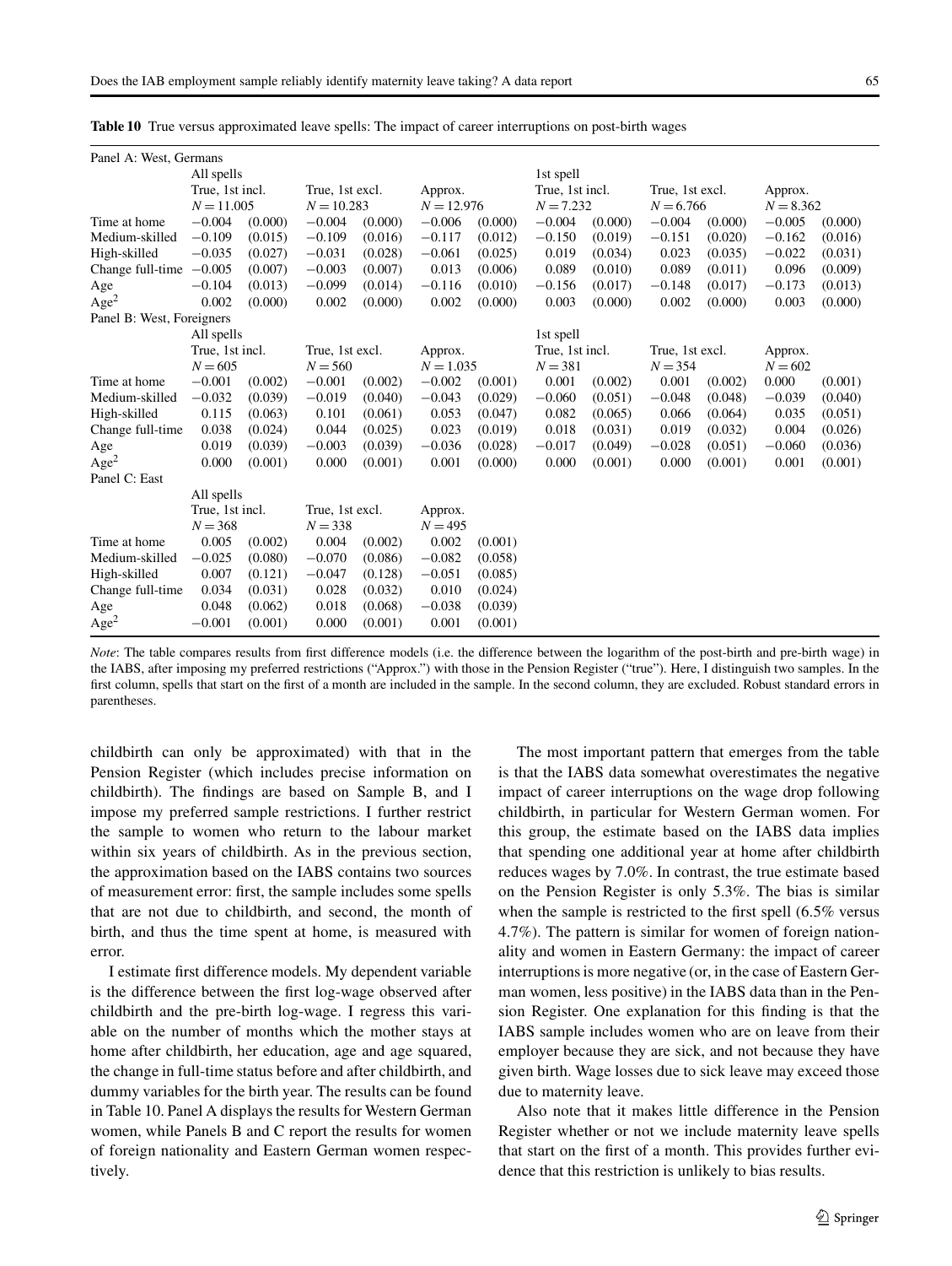**Table 10** True versus approximated leave spells: The impact of career interruptions on post-birth wages

| Panel A: West, Germans | | | | | | | | | | | | |
|---|---|---|---|---|---|---|---|---|---|---|---|---|
| | All spells | | | | | | 1st spell | | | | | |
| | True, 1st incl. | | True, 1st excl. | | Approx. | | True, 1st incl. | | True, 1st excl. | | Approx. | |
| | $N = 11.005$ | | $N = 10.283$ | | $N = 12.976$ | | $N = 7.232$ | | $N = 6.766$ | | $N = 8.362$ | |
| Time at home | −0.004 | (0.000) | −0.004 | (0.000) | −0.006 | (0.000) | −0.004 | (0.000) | −0.004 | (0.000) | −0.005 | (0.000) |
| Medium-skilled | −0.109 | (0.015) | −0.109 | (0.016) | −0.117 | (0.012) | −0.150 | (0.019) | −0.151 | (0.020) | −0.162 | (0.016) |
| High-skilled | −0.035 | (0.027) | −0.031 | (0.028) | −0.061 | (0.025) | 0.019 | (0.034) | 0.023 | (0.035) | −0.022 | (0.031) |
| Change full-time | −0.005 | (0.007) | −0.003 | (0.007) | 0.013 | (0.006) | 0.089 | (0.010) | 0.089 | (0.011) | 0.096 | (0.009) |
| Age | −0.104 | (0.013) | −0.099 | (0.014) | −0.116 | (0.010) | −0.156 | (0.017) | −0.148 | (0.017) | −0.173 | (0.013) |
| Age$^2$ | 0.002 | (0.000) | 0.002 | (0.000) | 0.002 | (0.000) | 0.003 | (0.000) | 0.002 | (0.000) | 0.003 | (0.000) |
| **Panel B: West, Foreigners** | | | | | | | | | | | | |
| | All spells | | | | | | 1st spell | | | | | |
| | True, 1st incl. | | True, 1st excl. | | Approx. | | True, 1st incl. | | True, 1st excl. | | Approx. | |
| | $N = 605$ | | $N = 560$ | | $N = 1.035$ | | $N = 381$ | | $N = 354$ | | $N = 602$ | |
| Time at home | −0.001 | (0.002) | −0.001 | (0.002) | −0.002 | (0.001) | 0.001 | (0.002) | 0.001 | (0.002) | 0.000 | (0.001) |
| Medium-skilled | −0.032 | (0.039) | −0.019 | (0.040) | −0.043 | (0.029) | −0.060 | (0.051) | −0.048 | (0.048) | −0.039 | (0.040) |
| High-skilled | 0.115 | (0.063) | 0.101 | (0.061) | 0.053 | (0.047) | 0.082 | (0.065) | 0.066 | (0.064) | 0.035 | (0.051) |
| Change full-time | 0.038 | (0.024) | 0.044 | (0.025) | 0.023 | (0.019) | 0.018 | (0.031) | 0.019 | (0.032) | 0.004 | (0.026) |
| Age | 0.019 | (0.039) | −0.003 | (0.039) | −0.036 | (0.028) | −0.017 | (0.049) | −0.028 | (0.051) | −0.060 | (0.036) |
| Age$^2$ | 0.000 | (0.001) | 0.000 | (0.001) | 0.001 | (0.000) | 0.000 | (0.001) | 0.000 | (0.001) | 0.001 | (0.001) |
| **Panel C: East** | | | | | | | | | | | | |
| | All spells | | | | | | | | | | | |
| | True, 1st incl. | | True, 1st excl. | | Approx. | | | | | | | |
| | $N = 368$ | | $N = 338$ | | $N = 495$ | | | | | | | |
| Time at home | 0.005 | (0.002) | 0.004 | (0.002) | 0.002 | (0.001) | | | | | | |
| Medium-skilled | −0.025 | (0.080) | −0.070 | (0.086) | −0.082 | (0.058) | | | | | | |
| High-skilled | 0.007 | (0.121) | −0.047 | (0.128) | −0.051 | (0.085) | | | | | | |
| Change full-time | 0.034 | (0.031) | 0.028 | (0.032) | 0.010 | (0.024) | | | | | | |
| Age | 0.048 | (0.062) | 0.018 | (0.068) | −0.038 | (0.039) | | | | | | |
| Age$^2$ | −0.001 | (0.001) | 0.000 | (0.001) | 0.001 | (0.001) | | | | | | |

*Note*: The table compares results from first difference models (i.e. the difference between the logarithm of the post-birth and pre-birth wage) in the IABS, after imposing my preferred restrictions ("Approx.") with those in the Pension Register ("true"). Here, I distinguish two samples. In the first column, spells that start on the first of a month are included in the sample. In the second column, they are excluded. Robust standard errors in parentheses.

childbirth can only be approximated) with that in the Pension Register (which includes precise information on childbirth). The findings are based on Sample B, and I impose my preferred sample restrictions. I further restrict the sample to women who return to the labour market within six years of childbirth. As in the previous section, the approximation based on the IABS contains two sources of measurement error: first, the sample includes some spells that are not due to childbirth, and second, the month of birth, and thus the time spent at home, is measured with error.

I estimate first difference models. My dependent variable is the difference between the first log-wage observed after childbirth and the pre-birth log-wage. I regress this variable on the number of months which the mother stays at home after childbirth, her education, age and age squared, the change in full-time status before and after childbirth, and dummy variables for the birth year. The results can be found in Table 10. Panel A displays the results for Western German women, while Panels B and C report the results for women of foreign nationality and Eastern German women respectively.

The most important pattern that emerges from the table is that the IABS data somewhat overestimates the negative impact of career interruptions on the wage drop following childbirth, in particular for Western German women. For this group, the estimate based on the IABS data implies that spending one additional year at home after childbirth reduces wages by 7.0%. In contrast, the true estimate based on the Pension Register is only 5.3%. The bias is similar when the sample is restricted to the first spell (6.5% versus 4.7%). The pattern is similar for women of foreign nationality and women in Eastern Germany: the impact of career interruptions is more negative (or, in the case of Eastern German women, less positive) in the IABS data than in the Pension Register. One explanation for this finding is that the IABS sample includes women who are on leave from their employer because they are sick, and not because they have given birth. Wage losses due to sick leave may exceed those due to maternity leave.

Also note that it makes little difference in the Pension Register whether or not we include maternity leave spells that start on the first of a month. This provides further evidence that this restriction is unlikely to bias results.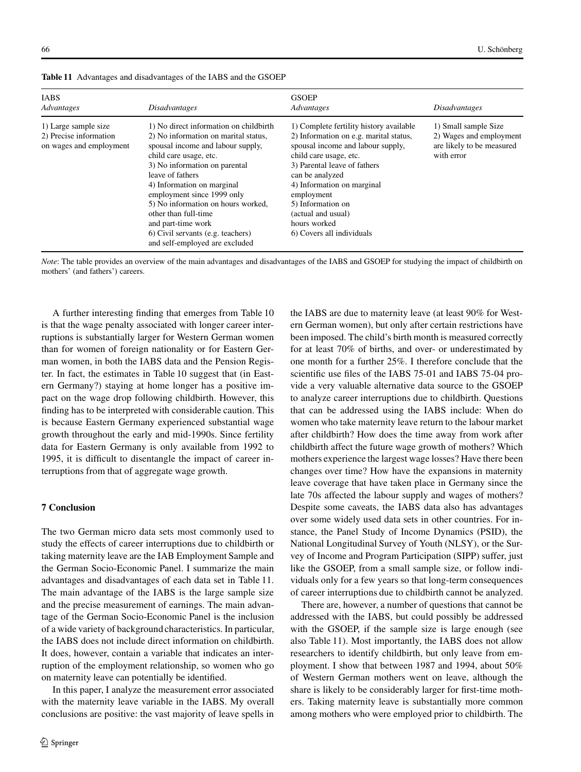**Table 11** Advantages and disadvantages of the IABS and the GSOEP

| IABS | | GSOEP | |
|---|---|---|---|
| *Advantages* | *Disadvantages* | *Advantages* | *Disadvantages* |
| 1) Large sample size<br>2) Precise information on wages and employment | 1) No direct information on childbirth<br>2) No information on marital status, spousal income and labour supply, child care usage, etc.<br>3) No information on parental leave of fathers<br>4) Information on marginal employment since 1999 only<br>5) No information on hours worked, other than full-time and part-time work<br>6) Civil servants (e.g. teachers) and self-employed are excluded | 1) Complete fertility history available<br>2) Information on e.g. marital status, spousal income and labour supply, child care usage, etc.<br>3) Parental leave of fathers can be analyzed<br>4) Information on marginal employment<br>5) Information on (actual and usual) hours worked<br>6) Covers all individuals | 1) Small sample Size<br>2) Wages and employment are likely to be measured with error |

*Note*: The table provides an overview of the main advantages and disadvantages of the IABS and GSOEP for studying the impact of childbirth on mothers' (and fathers') careers.

A further interesting finding that emerges from Table 10 is that the wage penalty associated with longer career interruptions is substantially larger for Western German women than for women of foreign nationality or for Eastern German women, in both the IABS data and the Pension Register. In fact, the estimates in Table 10 suggest that (in Eastern Germany?) staying at home longer has a positive impact on the wage drop following childbirth. However, this finding has to be interpreted with considerable caution. This is because Eastern Germany experienced substantial wage growth throughout the early and mid-1990s. Since fertility data for Eastern Germany is only available from 1992 to 1995, it is difficult to disentangle the impact of career interruptions from that of aggregate wage growth.

## 7 Conclusion

The two German micro data sets most commonly used to study the effects of career interruptions due to childbirth or taking maternity leave are the IAB Employment Sample and the German Socio-Economic Panel. I summarize the main advantages and disadvantages of each data set in Table 11. The main advantage of the IABS is the large sample size and the precise measurement of earnings. The main advantage of the German Socio-Economic Panel is the inclusion of a wide variety of background characteristics. In particular, the IABS does not include direct information on childbirth. It does, however, contain a variable that indicates an interruption of the employment relationship, so women who go on maternity leave can potentially be identified.

In this paper, I analyze the measurement error associated with the maternity leave variable in the IABS. My overall conclusions are positive: the vast majority of leave spells in the IABS are due to maternity leave (at least 90% for Western German women), but only after certain restrictions have been imposed. The child's birth month is measured correctly for at least 70% of births, and over- or underestimated by one month for a further 25%. I therefore conclude that the scientific use files of the IABS 75-01 and IABS 75-04 provide a very valuable alternative data source to the GSOEP to analyze career interruptions due to childbirth. Questions that can be addressed using the IABS include: When do women who take maternity leave return to the labour market after childbirth? How does the time away from work after childbirth affect the future wage growth of mothers? Which mothers experience the largest wage losses? Have there been changes over time? How have the expansions in maternity leave coverage that have taken place in Germany since the late 70s affected the labour supply and wages of mothers? Despite some caveats, the IABS data also has advantages over some widely used data sets in other countries. For instance, the Panel Study of Income Dynamics (PSID), the National Longitudinal Survey of Youth (NLSY), or the Survey of Income and Program Participation (SIPP) suffer, just like the GSOEP, from a small sample size, or follow individuals only for a few years so that long-term consequences of career interruptions due to childbirth cannot be analyzed.

There are, however, a number of questions that cannot be addressed with the IABS, but could possibly be addressed with the GSOEP, if the sample size is large enough (see also Table 11). Most importantly, the IABS does not allow researchers to identify childbirth, but only leave from employment. I show that between 1987 and 1994, about 50% of Western German mothers went on leave, although the share is likely to be considerably larger for first-time mothers. Taking maternity leave is substantially more common among mothers who were employed prior to childbirth. The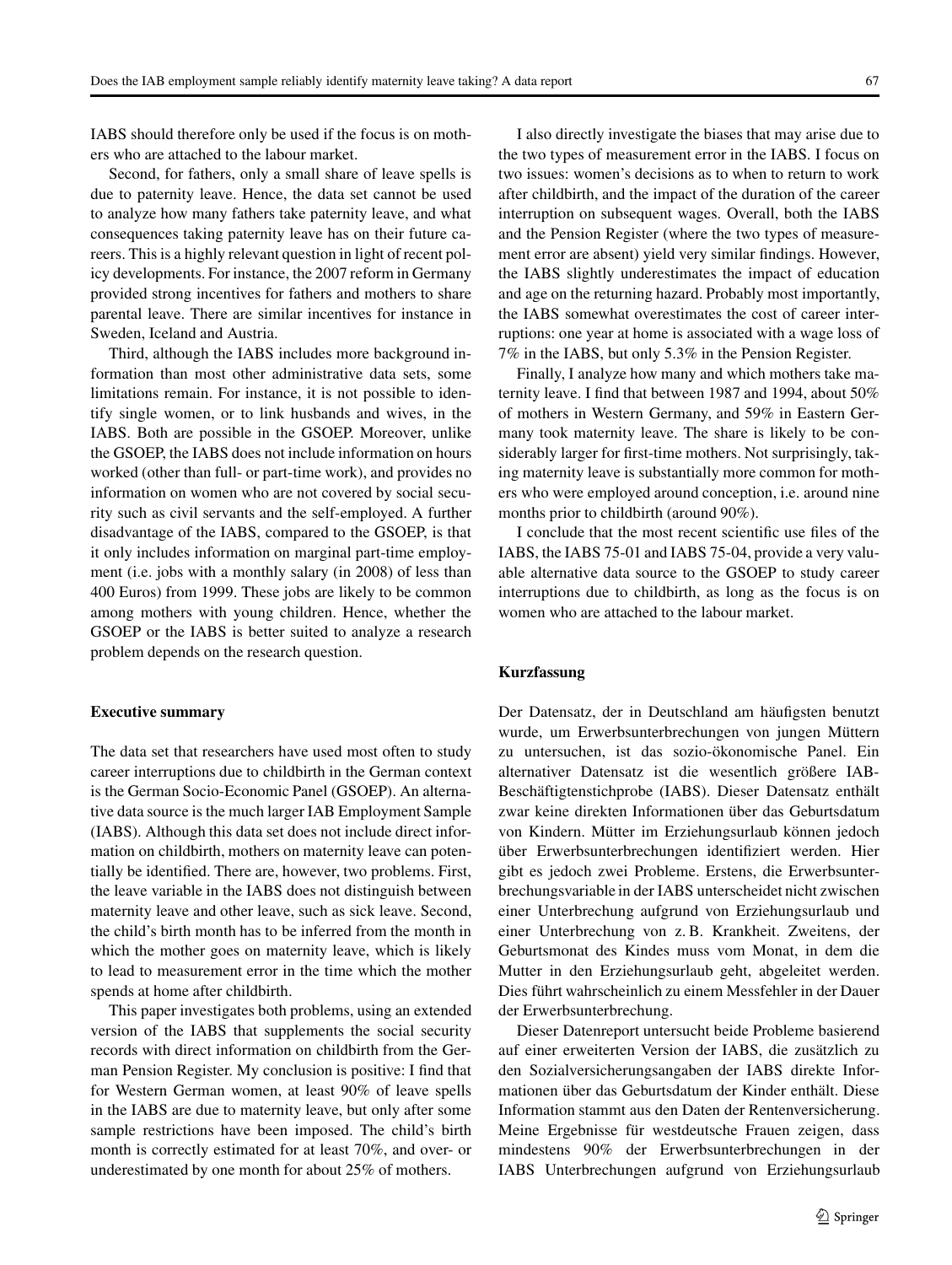IABS should therefore only be used if the focus is on mothers who are attached to the labour market.

Second, for fathers, only a small share of leave spells is due to paternity leave. Hence, the data set cannot be used to analyze how many fathers take paternity leave, and what consequences taking paternity leave has on their future careers. This is a highly relevant question in light of recent policy developments. For instance, the 2007 reform in Germany provided strong incentives for fathers and mothers to share parental leave. There are similar incentives for instance in Sweden, Iceland and Austria.

Third, although the IABS includes more background information than most other administrative data sets, some limitations remain. For instance, it is not possible to identify single women, or to link husbands and wives, in the IABS. Both are possible in the GSOEP. Moreover, unlike the GSOEP, the IABS does not include information on hours worked (other than full- or part-time work), and provides no information on women who are not covered by social security such as civil servants and the self-employed. A further disadvantage of the IABS, compared to the GSOEP, is that it only includes information on marginal part-time employment (i.e. jobs with a monthly salary (in 2008) of less than 400 Euros) from 1999. These jobs are likely to be common among mothers with young children. Hence, whether the GSOEP or the IABS is better suited to analyze a research problem depends on the research question.

### Executive summary

The data set that researchers have used most often to study career interruptions due to childbirth in the German context is the German Socio-Economic Panel (GSOEP). An alternative data source is the much larger IAB Employment Sample (IABS). Although this data set does not include direct information on childbirth, mothers on maternity leave can potentially be identified. There are, however, two problems. First, the leave variable in the IABS does not distinguish between maternity leave and other leave, such as sick leave. Second, the child's birth month has to be inferred from the month in which the mother goes on maternity leave, which is likely to lead to measurement error in the time which the mother spends at home after childbirth.

This paper investigates both problems, using an extended version of the IABS that supplements the social security records with direct information on childbirth from the German Pension Register. My conclusion is positive: I find that for Western German women, at least 90% of leave spells in the IABS are due to maternity leave, but only after some sample restrictions have been imposed. The child's birth month is correctly estimated for at least 70%, and over- or underestimated by one month for about 25% of mothers.

I also directly investigate the biases that may arise due to the two types of measurement error in the IABS. I focus on two issues: women's decisions as to when to return to work after childbirth, and the impact of the duration of the career interruption on subsequent wages. Overall, both the IABS and the Pension Register (where the two types of measurement error are absent) yield very similar findings. However, the IABS slightly underestimates the impact of education and age on the returning hazard. Probably most importantly, the IABS somewhat overestimates the cost of career interruptions: one year at home is associated with a wage loss of 7% in the IABS, but only 5.3% in the Pension Register.

Finally, I analyze how many and which mothers take maternity leave. I find that between 1987 and 1994, about 50% of mothers in Western Germany, and 59% in Eastern Germany took maternity leave. The share is likely to be considerably larger for first-time mothers. Not surprisingly, taking maternity leave is substantially more common for mothers who were employed around conception, i.e. around nine months prior to childbirth (around 90%).

I conclude that the most recent scientific use files of the IABS, the IABS 75-01 and IABS 75-04, provide a very valuable alternative data source to the GSOEP to study career interruptions due to childbirth, as long as the focus is on women who are attached to the labour market.

### Kurzfassung

Der Datensatz, der in Deutschland am häufigsten benutzt wurde, um Erwerbsunterbrechungen von jungen Müttern zu untersuchen, ist das sozio-ökonomische Panel. Ein alternativer Datensatz ist die wesentlich größere IAB-Beschäftigtenstichprobe (IABS). Dieser Datensatz enthält zwar keine direkten Informationen über das Geburtsdatum von Kindern. Mütter im Erziehungsurlaub können jedoch über Erwerbsunterbrechungen identifiziert werden. Hier gibt es jedoch zwei Probleme. Erstens, die Erwerbsunterbrechungsvariable in der IABS unterscheidet nicht zwischen einer Unterbrechung aufgrund von Erziehungsurlaub und einer Unterbrechung von z. B. Krankheit. Zweitens, der Geburtsmonat des Kindes muss vom Monat, in dem die Mutter in den Erziehungsurlaub geht, abgeleitet werden. Dies führt wahrscheinlich zu einem Messfehler in der Dauer der Erwerbsunterbrechung.

Dieser Datenreport untersucht beide Probleme basierend auf einer erweiterten Version der IABS, die zusätzlich zu den Sozialversicherungsangaben der IABS direkte Informationen über das Geburtsdatum der Kinder enthält. Diese Information stammt aus den Daten der Rentenversicherung. Meine Ergebnisse für westdeutsche Frauen zeigen, dass mindestens 90% der Erwerbsunterbrechungen in der IABS Unterbrechungen aufgrund von Erziehungsurlaub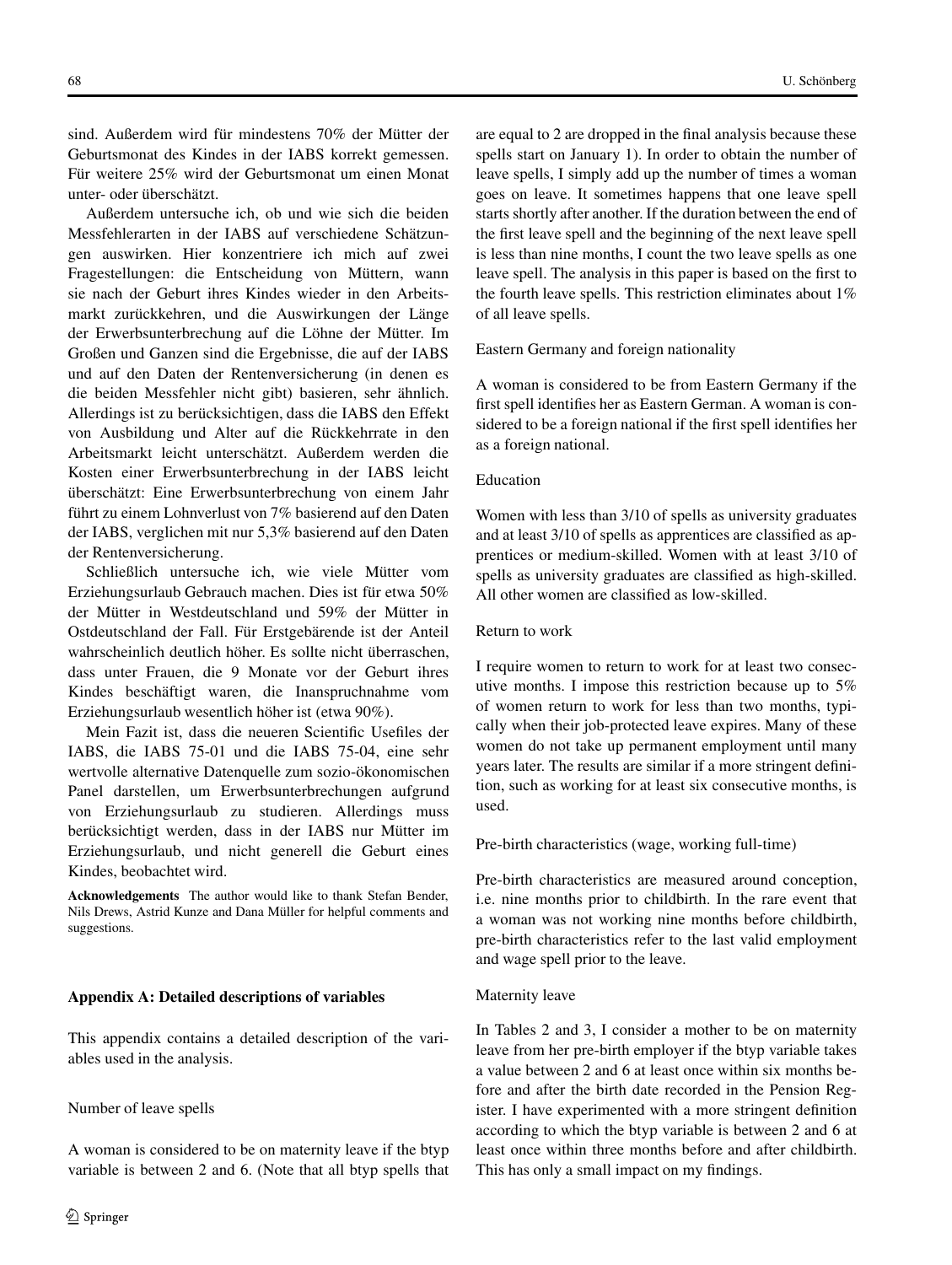sind. Außerdem wird für mindestens 70% der Mütter der Geburtsmonat des Kindes in der IABS korrekt gemessen. Für weitere 25% wird der Geburtsmonat um einen Monat unter- oder überschätzt.

Außerdem untersuche ich, ob und wie sich die beiden Messfehlerarten in der IABS auf verschiedene Schätzungen auswirken. Hier konzentriere ich mich auf zwei Fragestellungen: die Entscheidung von Müttern, wann sie nach der Geburt ihres Kindes wieder in den Arbeitsmarkt zurückkehren, und die Auswirkungen der Länge der Erwerbsunterbrechung auf die Löhne der Mütter. Im Großen und Ganzen sind die Ergebnisse, die auf der IABS und auf den Daten der Rentenversicherung (in denen es die beiden Messfehler nicht gibt) basieren, sehr ähnlich. Allerdings ist zu berücksichtigen, dass die IABS den Effekt von Ausbildung und Alter auf die Rückkehrrate in den Arbeitsmarkt leicht unterschätzt. Außerdem werden die Kosten einer Erwerbsunterbrechung in der IABS leicht überschätzt: Eine Erwerbsunterbrechung von einem Jahr führt zu einem Lohnverlust von 7% basierend auf den Daten der IABS, verglichen mit nur 5,3% basierend auf den Daten der Rentenversicherung.

Schließlich untersuche ich, wie viele Mütter vom Erziehungsurlaub Gebrauch machen. Dies ist für etwa 50% der Mütter in Westdeutschland und 59% der Mütter in Ostdeutschland der Fall. Für Erstgebärende ist der Anteil wahrscheinlich deutlich höher. Es sollte nicht überraschen, dass unter Frauen, die 9 Monate vor der Geburt ihres Kindes beschäftigt waren, die Inanspruchnahme vom Erziehungsurlaub wesentlich höher ist (etwa 90%).

Mein Fazit ist, dass die neueren Scientific Usefiles der IABS, die IABS 75-01 und die IABS 75-04, eine sehr wertvolle alternative Datenquelle zum sozio-ökonomischen Panel darstellen, um Erwerbsunterbrechungen aufgrund von Erziehungsurlaub zu studieren. Allerdings muss berücksichtigt werden, dass in der IABS nur Mütter im Erziehungsurlaub, und nicht generell die Geburt eines Kindes, beobachtet wird.

**Acknowledgements** The author would like to thank Stefan Bender, Nils Drews, Astrid Kunze and Dana Müller for helpful comments and suggestions.

## Appendix A: Detailed descriptions of variables

This appendix contains a detailed description of the variables used in the analysis.

### Number of leave spells

A woman is considered to be on maternity leave if the btyp variable is between 2 and 6. (Note that all btyp spells that are equal to 2 are dropped in the final analysis because these spells start on January 1). In order to obtain the number of leave spells, I simply add up the number of times a woman goes on leave. It sometimes happens that one leave spell starts shortly after another. If the duration between the end of the first leave spell and the beginning of the next leave spell is less than nine months, I count the two leave spells as one leave spell. The analysis in this paper is based on the first to the fourth leave spells. This restriction eliminates about 1% of all leave spells.

### Eastern Germany and foreign nationality

A woman is considered to be from Eastern Germany if the first spell identifies her as Eastern German. A woman is considered to be a foreign national if the first spell identifies her as a foreign national.

### Education

Women with less than 3/10 of spells as university graduates and at least 3/10 of spells as apprentices are classified as apprentices or medium-skilled. Women with at least 3/10 of spells as university graduates are classified as high-skilled. All other women are classified as low-skilled.

### Return to work

I require women to return to work for at least two consecutive months. I impose this restriction because up to 5% of women return to work for less than two months, typically when their job-protected leave expires. Many of these women do not take up permanent employment until many years later. The results are similar if a more stringent definition, such as working for at least six consecutive months, is used.

### Pre-birth characteristics (wage, working full-time)

Pre-birth characteristics are measured around conception, i.e. nine months prior to childbirth. In the rare event that a woman was not working nine months before childbirth, pre-birth characteristics refer to the last valid employment and wage spell prior to the leave.

### Maternity leave

In Tables 2 and 3, I consider a mother to be on maternity leave from her pre-birth employer if the btyp variable takes a value between 2 and 6 at least once within six months before and after the birth date recorded in the Pension Register. I have experimented with a more stringent definition according to which the btyp variable is between 2 and 6 at least once within three months before and after childbirth. This has only a small impact on my findings.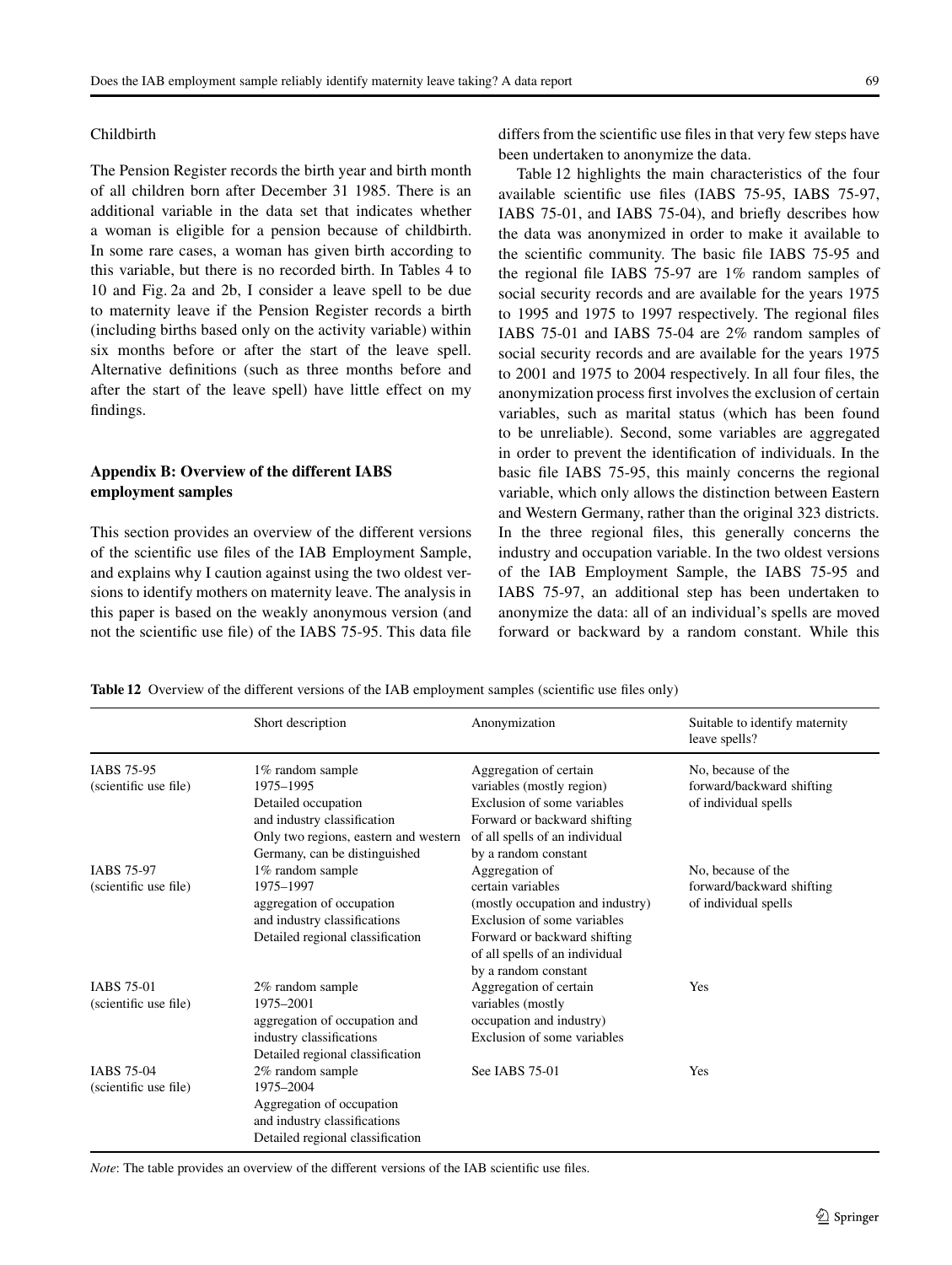Childbirth

The Pension Register records the birth year and birth month of all children born after December 31 1985. There is an additional variable in the data set that indicates whether a woman is eligible for a pension because of childbirth. In some rare cases, a woman has given birth according to this variable, but there is no recorded birth. In Tables 4 to 10 and Fig. 2a and 2b, I consider a leave spell to be due to maternity leave if the Pension Register records a birth (including births based only on the activity variable) within six months before or after the start of the leave spell. Alternative definitions (such as three months before and after the start of the leave spell) have little effect on my findings.

## Appendix B: Overview of the different IABS employment samples

This section provides an overview of the different versions of the scientific use files of the IAB Employment Sample, and explains why I caution against using the two oldest versions to identify mothers on maternity leave. The analysis in this paper is based on the weakly anonymous version (and not the scientific use file) of the IABS 75-95. This data file differs from the scientific use files in that very few steps have been undertaken to anonymize the data.

Table 12 highlights the main characteristics of the four available scientific use files (IABS 75-95, IABS 75-97, IABS 75-01, and IABS 75-04), and briefly describes how the data was anonymized in order to make it available to the scientific community. The basic file IABS 75-95 and the regional file IABS 75-97 are 1% random samples of social security records and are available for the years 1975 to 1995 and 1975 to 1997 respectively. The regional files IABS 75-01 and IABS 75-04 are 2% random samples of social security records and are available for the years 1975 to 2001 and 1975 to 2004 respectively. In all four files, the anonymization process first involves the exclusion of certain variables, such as marital status (which has been found to be unreliable). Second, some variables are aggregated in order to prevent the identification of individuals. In the basic file IABS 75-95, this mainly concerns the regional variable, which only allows the distinction between Eastern and Western Germany, rather than the original 323 districts. In the three regional files, this generally concerns the industry and occupation variable. In the two oldest versions of the IAB Employment Sample, the IABS 75-95 and IABS 75-97, an additional step has been undertaken to anonymize the data: all of an individual's spells are moved forward or backward by a random constant. While this

**Table 12** Overview of the different versions of the IAB employment samples (scientific use files only)

| | Short description | Anonymization | Suitable to identify maternity leave spells? |
|---|---|---|---|
| IABS 75-95 (scientific use file) | 1% random sample<br>1975–1995<br>Detailed occupation and industry classification<br>Only two regions, eastern and western Germany, can be distinguished | Aggregation of certain variables (mostly region)<br>Exclusion of some variables<br>Forward or backward shifting of all spells of an individual by a random constant | No, because of the forward/backward shifting of individual spells |
| IABS 75-97 (scientific use file) | 1% random sample<br>1975–1997<br>aggregation of occupation and industry classifications<br>Detailed regional classification | Aggregation of certain variables (mostly occupation and industry)<br>Exclusion of some variables<br>Forward or backward shifting of all spells of an individual by a random constant | No, because of the forward/backward shifting of individual spells |
| IABS 75-01 (scientific use file) | 2% random sample<br>1975–2001<br>aggregation of occupation and industry classifications<br>Detailed regional classification | Aggregation of certain variables (mostly occupation and industry)<br>Exclusion of some variables | Yes |
| IABS 75-04 (scientific use file) | 2% random sample<br>1975–2004<br>Aggregation of occupation and industry classifications<br>Detailed regional classification | See IABS 75-01 | Yes |

*Note*: The table provides an overview of the different versions of the IAB scientific use files.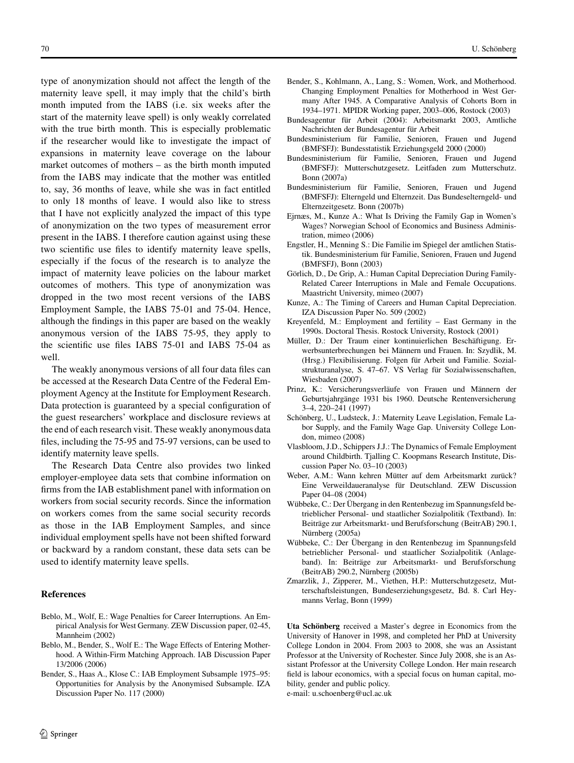type of anonymization should not affect the length of the maternity leave spell, it may imply that the child's birth month imputed from the IABS (i.e. six weeks after the start of the maternity leave spell) is only weakly correlated with the true birth month. This is especially problematic if the researcher would like to investigate the impact of expansions in maternity leave coverage on the labour market outcomes of mothers – as the birth month imputed from the IABS may indicate that the mother was entitled to, say, 36 months of leave, while she was in fact entitled to only 18 months of leave. I would also like to stress that I have not explicitly analyzed the impact of this type of anonymization on the two types of measurement error present in the IABS. I therefore caution against using these two scientific use files to identify maternity leave spells, especially if the focus of the research is to analyze the impact of maternity leave policies on the labour market outcomes of mothers. This type of anonymization was dropped in the two most recent versions of the IABS Employment Sample, the IABS 75-01 and 75-04. Hence, although the findings in this paper are based on the weakly anonymous version of the IABS 75-95, they apply to the scientific use files IABS 75-01 and IABS 75-04 as well.

The weakly anonymous versions of all four data files can be accessed at the Research Data Centre of the Federal Employment Agency at the Institute for Employment Research. Data protection is guaranteed by a special configuration of the guest researchers' workplace and disclosure reviews at the end of each research visit. These weakly anonymous data files, including the 75-95 and 75-97 versions, can be used to identify maternity leave spells.

The Research Data Centre also provides two linked employer-employee data sets that combine information on firms from the IAB establishment panel with information on workers from social security records. Since the information on workers comes from the same social security records as those in the IAB Employment Samples, and since individual employment spells have not been shifted forward or backward by a random constant, these data sets can be used to identify maternity leave spells.

## References

Beblo, M., Wolf, E.: Wage Penalties for Career Interruptions. An Empirical Analysis for West Germany. ZEW Discussion paper, 02-45, Mannheim (2002)

Beblo, M., Bender, S., Wolf E.: The Wage Effects of Entering Motherhood. A Within-Firm Matching Approach. IAB Discussion Paper 13/2006 (2006)

Bender, S., Haas A., Klose C.: IAB Employment Subsample 1975–95: Opportunities for Analysis by the Anonymised Subsample. IZA Discussion Paper No. 117 (2000)

Bender, S., Kohlmann, A., Lang, S.: Women, Work, and Motherhood. Changing Employment Penalties for Motherhood in West Germany After 1945. A Comparative Analysis of Cohorts Born in 1934–1971. MPIDR Working paper, 2003–006, Rostock (2003)

Bundesagentur für Arbeit (2004): Arbeitsmarkt 2003, Amtliche Nachrichten der Bundesagentur für Arbeit

Bundesministerium für Familie, Senioren, Frauen und Jugend (BMFSFJ): Bundesstatistik Erziehungsgeld 2000 (2000)

Bundesministerium für Familie, Senioren, Frauen und Jugend (BMFSFJ): Mutterschutzgesetz. Leitfaden zum Mutterschutz. Bonn (2007a)

Bundesministerium für Familie, Senioren, Frauen und Jugend (BMFSFJ): Elterngeld und Elternzeit. Das Bundeselterngeld- und Elternzeitgesetz. Bonn (2007b)

Ejrnæs, M., Kunze A.: What Is Driving the Family Gap in Women's Wages? Norwegian School of Economics and Business Administration, mimeo (2006)

Engstler, H., Menning S.: Die Familie im Spiegel der amtlichen Statistik. Bundesministerium für Familie, Senioren, Frauen und Jugend (BMFSFJ), Bonn (2003)

Görlich, D., De Grip, A.: Human Capital Depreciation During Family-Related Career Interruptions in Male and Female Occupations. Maastricht University, mimeo (2007)

Kunze, A.: The Timing of Careers and Human Capital Depreciation. IZA Discussion Paper No. 509 (2002)

Kreyenfeld, M.: Employment and fertility – East Germany in the 1990s. Doctoral Thesis. Rostock University, Rostock (2001)

Müller, D.: Der Traum einer kontinuierlichen Beschäftigung. Erwerbsunterbrechungen bei Männern und Frauen. In: Szydlik, M. (Hrsg.) Flexibilisierung. Folgen für Arbeit und Familie. Sozialstrukturanalyse, S. 47–67. VS Verlag für Sozialwissenschaften, Wiesbaden (2007)

Prinz, K.: Versicherungsverläufe von Frauen und Männern der Geburtsjahrgänge 1931 bis 1960. Deutsche Rentenversicherung 3–4, 220–241 (1997)

Schönberg, U., Ludsteck, J.: Maternity Leave Legislation, Female Labor Supply, and the Family Wage Gap. University College London, mimeo (2008)

Vlasbloom, J.D., Schippers J.J.: The Dynamics of Female Employment around Childbirth. Tjalling C. Koopmans Research Institute, Discussion Paper No. 03–10 (2003)

Weber, A.M.: Wann kehren Mütter auf dem Arbeitsmarkt zurück? Eine Verweildaueranalyse für Deutschland. ZEW Discussion Paper 04–08 (2004)

Wübbeke, C.: Der Übergang in den Rentenbezug im Spannungsfeld betrieblicher Personal- und staatlicher Sozialpolitik (Textband). In: Beiträge zur Arbeitsmarkt- und Berufsforschung (BeitrAB) 290.1, Nürnberg (2005a)

Wübbeke, C.: Der Übergang in den Rentenbezug im Spannungsfeld betrieblicher Personal- und staatlicher Sozialpolitik (Anlageband). In: Beiträge zur Arbeitsmarkt- und Berufsforschung (BeitrAB) 290.2, Nürnberg (2005b)

Zmarzlik, J., Zipperer, M., Viethen, H.P.: Mutterschutzgesetz, Mutterschaftsleistungen, Bundeserziehungsgesetz, Bd. 8. Carl Heymanns Verlag, Bonn (1999)

**Uta Schönberg** received a Master's degree in Economics from the University of Hanover in 1998, and completed her PhD at University College London in 2004. From 2003 to 2008, she was an Assistant Professor at the University of Rochester. Since July 2008, she is an Assistant Professor at the University College London. Her main research field is labour economics, with a special focus on human capital, mobility, gender and public policy.
e-mail: u.schoenberg@ucl.ac.uk